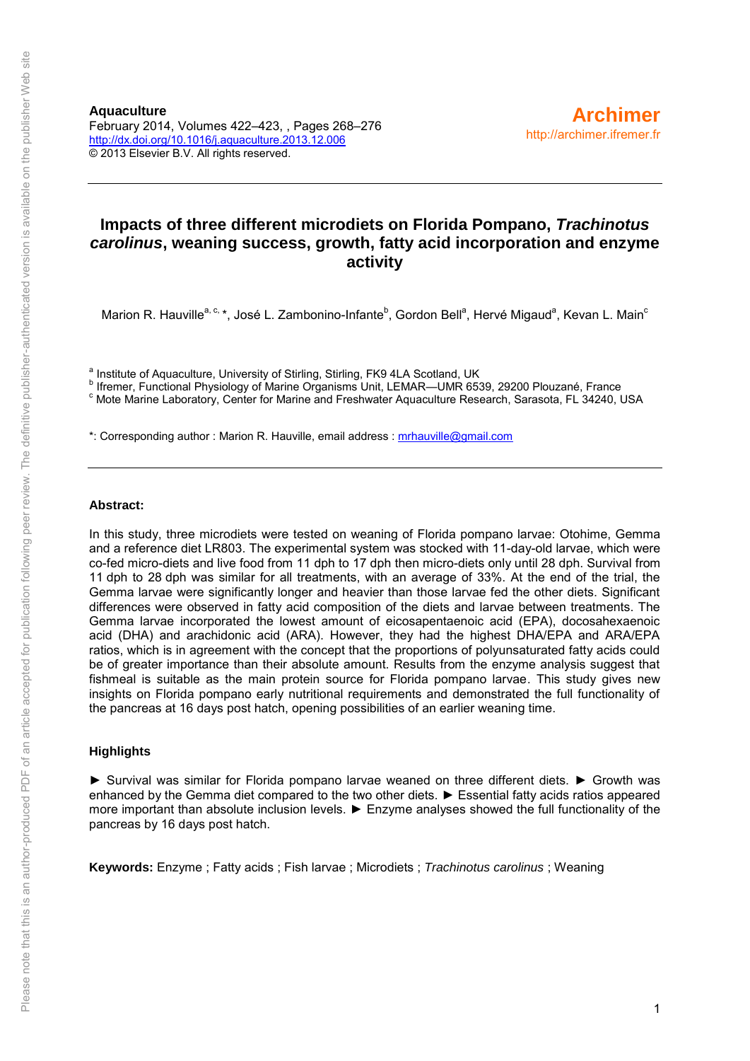**Aquaculture**
February 2014, Volumes 422–423, , Pages 268–276
http://dx.doi.org/10.1016/j.aquaculture.2013.12.006
© 2013 Elsevier B.V. All rights reserved.

**Archimer**
http://archimer.ifremer.fr

# Impacts of three different microdiets on Florida Pompano, *Trachinotus carolinus*, weaning success, growth, fatty acid incorporation and enzyme activity

Marion R. Hauville[a, c, *], José L. Zambonino-Infante[b], Gordon Bell[a], Hervé Migaud[a], Kevan L. Main[c]

[a] Institute of Aquaculture, University of Stirling, Stirling, FK9 4LA Scotland, UK
[b] Ifremer, Functional Physiology of Marine Organisms Unit, LEMAR—UMR 6539, 29200 Plouzané, France
[c] Mote Marine Laboratory, Center for Marine and Freshwater Aquaculture Research, Sarasota, FL 34240, USA

*: Corresponding author : Marion R. Hauville, email address : mrhauville@gmail.com

**Abstract:**

In this study, three microdiets were tested on weaning of Florida pompano larvae: Otohime, Gemma and a reference diet LR803. The experimental system was stocked with 11-day-old larvae, which were co-fed micro-diets and live food from 11 dph to 17 dph then micro-diets only until 28 dph. Survival from 11 dph to 28 dph was similar for all treatments, with an average of 33%. At the end of the trial, the Gemma larvae were significantly longer and heavier than those larvae fed the other diets. Significant differences were observed in fatty acid composition of the diets and larvae between treatments. The Gemma larvae incorporated the lowest amount of eicosapentaenoic acid (EPA), docosahexaenoic acid (DHA) and arachidonic acid (ARA). However, they had the highest DHA/EPA and ARA/EPA ratios, which is in agreement with the concept that the proportions of polyunsaturated fatty acids could be of greater importance than their absolute amount. Results from the enzyme analysis suggest that fishmeal is suitable as the main protein source for Florida pompano larvae. This study gives new insights on Florida pompano early nutritional requirements and demonstrated the full functionality of the pancreas at 16 days post hatch, opening possibilities of an earlier weaning time.

**Highlights**

► Survival was similar for Florida pompano larvae weaned on three different diets. ► Growth was enhanced by the Gemma diet compared to the two other diets. ► Essential fatty acids ratios appeared more important than absolute inclusion levels. ► Enzyme analyses showed the full functionality of the pancreas by 16 days post hatch.

**Keywords:** Enzyme ; Fatty acids ; Fish larvae ; Microdiets ; *Trachinotus carolinus* ; Weaning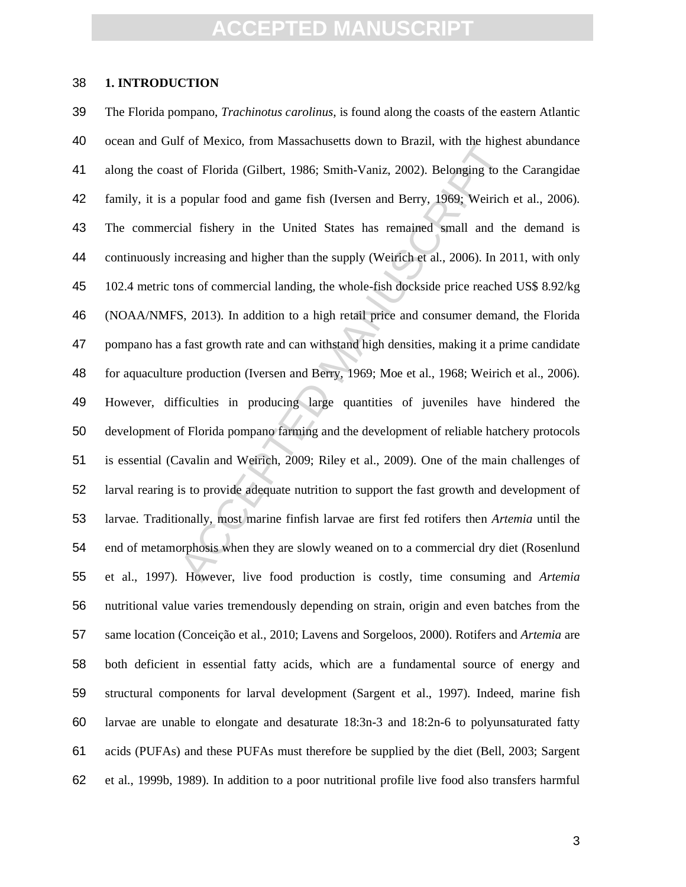## 1. INTRODUCTION

The Florida pompano, *Trachinotus carolinus*, is found along the coasts of the eastern Atlantic ocean and Gulf of Mexico, from Massachusetts down to Brazil, with the highest abundance along the coast of Florida (Gilbert, 1986; Smith-Vaniz, 2002). Belonging to the Carangidae family, it is a popular food and game fish (Iversen and Berry, 1969; Weirich et al., 2006). The commercial fishery in the United States has remained small and the demand is continuously increasing and higher than the supply (Weirich et al., 2006). In 2011, with only 102.4 metric tons of commercial landing, the whole-fish dockside price reached US$ 8.92/kg (NOAA/NMFS, 2013). In addition to a high retail price and consumer demand, the Florida pompano has a fast growth rate and can withstand high densities, making it a prime candidate for aquaculture production (Iversen and Berry, 1969; Moe et al., 1968; Weirich et al., 2006). However, difficulties in producing large quantities of juveniles have hindered the development of Florida pompano farming and the development of reliable hatchery protocols is essential (Cavalin and Weirich, 2009; Riley et al., 2009). One of the main challenges of larval rearing is to provide adequate nutrition to support the fast growth and development of larvae. Traditionally, most marine finfish larvae are first fed rotifers then *Artemia* until the end of metamorphosis when they are slowly weaned on to a commercial dry diet (Rosenlund et al., 1997). However, live food production is costly, time consuming and *Artemia* nutritional value varies tremendously depending on strain, origin and even batches from the same location (Conceição et al., 2010; Lavens and Sorgeloos, 2000). Rotifers and *Artemia* are both deficient in essential fatty acids, which are a fundamental source of energy and structural components for larval development (Sargent et al., 1997). Indeed, marine fish larvae are unable to elongate and desaturate 18:3n-3 and 18:2n-6 to polyunsaturated fatty acids (PUFAs) and these PUFAs must therefore be supplied by the diet (Bell, 2003; Sargent et al., 1999b, 1989). In addition to a poor nutritional profile live food also transfers harmful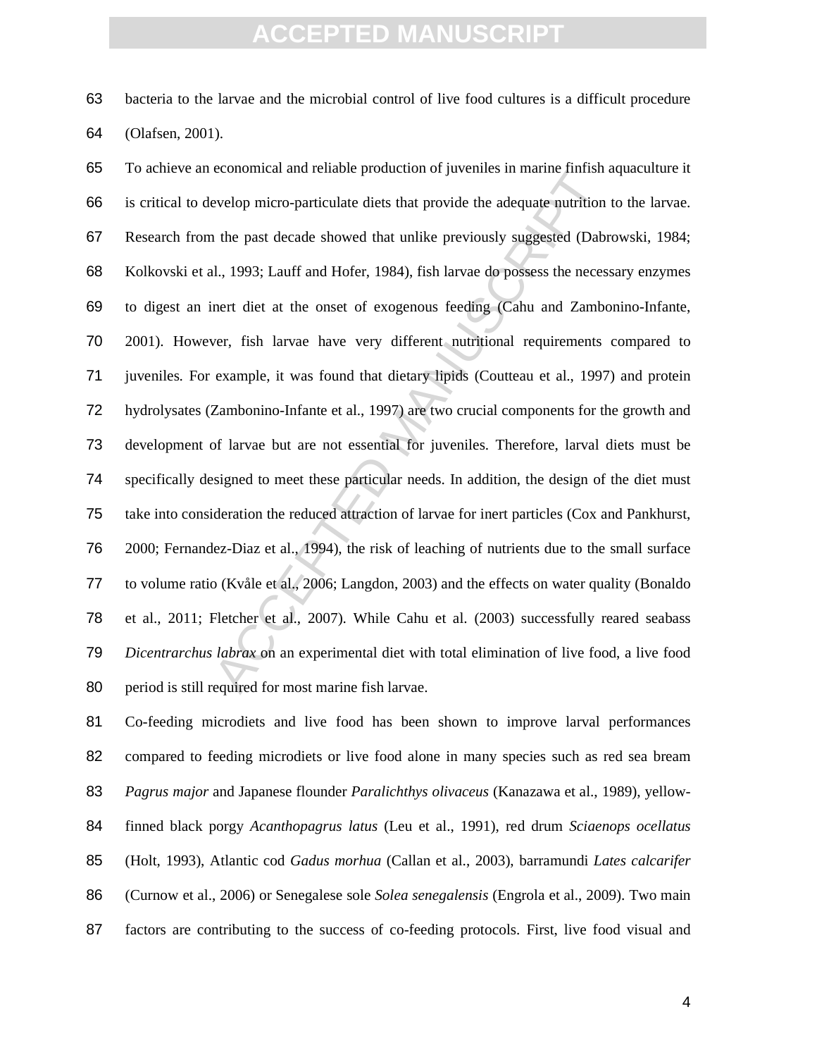bacteria to the larvae and the microbial control of live food cultures is a difficult procedure (Olafsen, 2001).

To achieve an economical and reliable production of juveniles in marine finfish aquaculture it is critical to develop micro-particulate diets that provide the adequate nutrition to the larvae. Research from the past decade showed that unlike previously suggested (Dabrowski, 1984; Kolkovski et al., 1993; Lauff and Hofer, 1984), fish larvae do possess the necessary enzymes to digest an inert diet at the onset of exogenous feeding (Cahu and Zambonino-Infante, 2001). However, fish larvae have very different nutritional requirements compared to juveniles. For example, it was found that dietary lipids (Coutteau et al., 1997) and protein hydrolysates (Zambonino-Infante et al., 1997) are two crucial components for the growth and development of larvae but are not essential for juveniles. Therefore, larval diets must be specifically designed to meet these particular needs. In addition, the design of the diet must take into consideration the reduced attraction of larvae for inert particles (Cox and Pankhurst, 2000; Fernandez-Diaz et al., 1994), the risk of leaching of nutrients due to the small surface to volume ratio (Kvåle et al., 2006; Langdon, 2003) and the effects on water quality (Bonaldo et al., 2011; Fletcher et al., 2007). While Cahu et al. (2003) successfully reared seabass *Dicentrarchus labrax* on an experimental diet with total elimination of live food, a live food period is still required for most marine fish larvae.

Co-feeding microdiets and live food has been shown to improve larval performances compared to feeding microdiets or live food alone in many species such as red sea bream *Pagrus major* and Japanese flounder *Paralichthys olivaceus* (Kanazawa et al., 1989), yellow-finned black porgy *Acanthopagrus latus* (Leu et al., 1991), red drum *Sciaenops ocellatus* (Holt, 1993), Atlantic cod *Gadus morhua* (Callan et al., 2003), barramundi *Lates calcarifer* (Curnow et al., 2006) or Senegalese sole *Solea senegalensis* (Engrola et al., 2009). Two main factors are contributing to the success of co-feeding protocols. First, live food visual and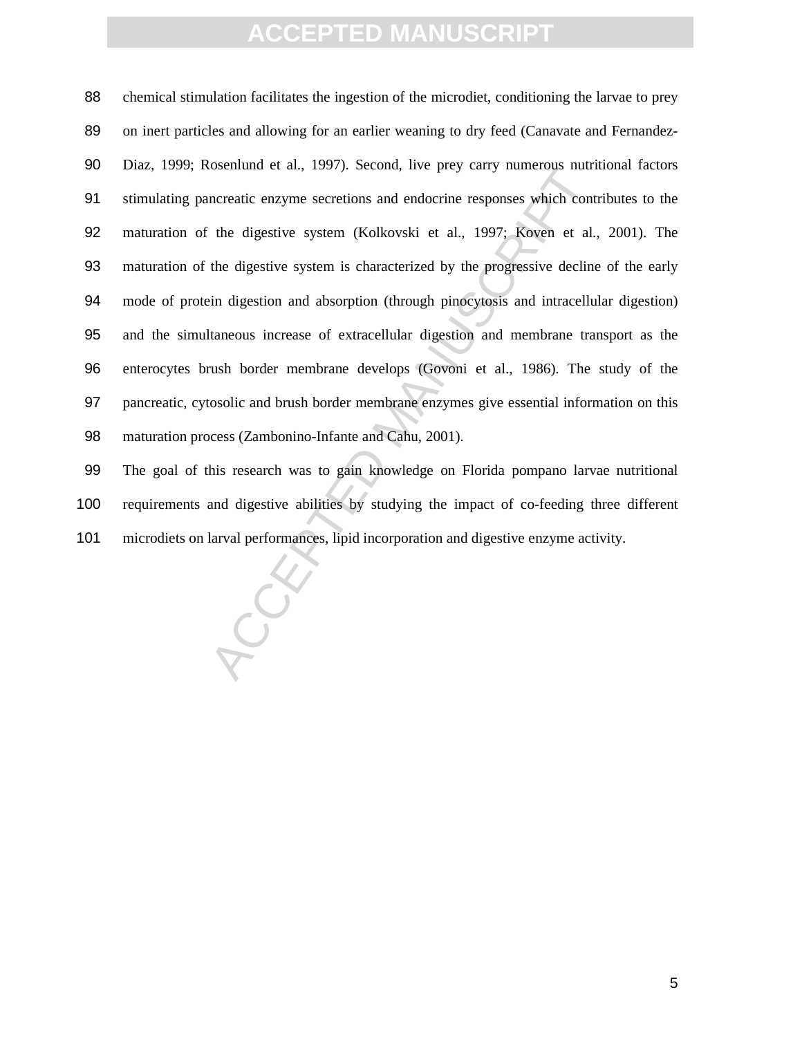chemical stimulation facilitates the ingestion of the microdiet, conditioning the larvae to prey on inert particles and allowing for an earlier weaning to dry feed (Canavate and Fernandez-Diaz, 1999; Rosenlund et al., 1997). Second, live prey carry numerous nutritional factors stimulating pancreatic enzyme secretions and endocrine responses which contributes to the maturation of the digestive system (Kolkovski et al., 1997; Koven et al., 2001). The maturation of the digestive system is characterized by the progressive decline of the early mode of protein digestion and absorption (through pinocytosis and intracellular digestion) and the simultaneous increase of extracellular digestion and membrane transport as the enterocytes brush border membrane develops (Govoni et al., 1986). The study of the pancreatic, cytosolic and brush border membrane enzymes give essential information on this maturation process (Zambonino-Infante and Cahu, 2001).

The goal of this research was to gain knowledge on Florida pompano larvae nutritional requirements and digestive abilities by studying the impact of co-feeding three different microdiets on larval performances, lipid incorporation and digestive enzyme activity.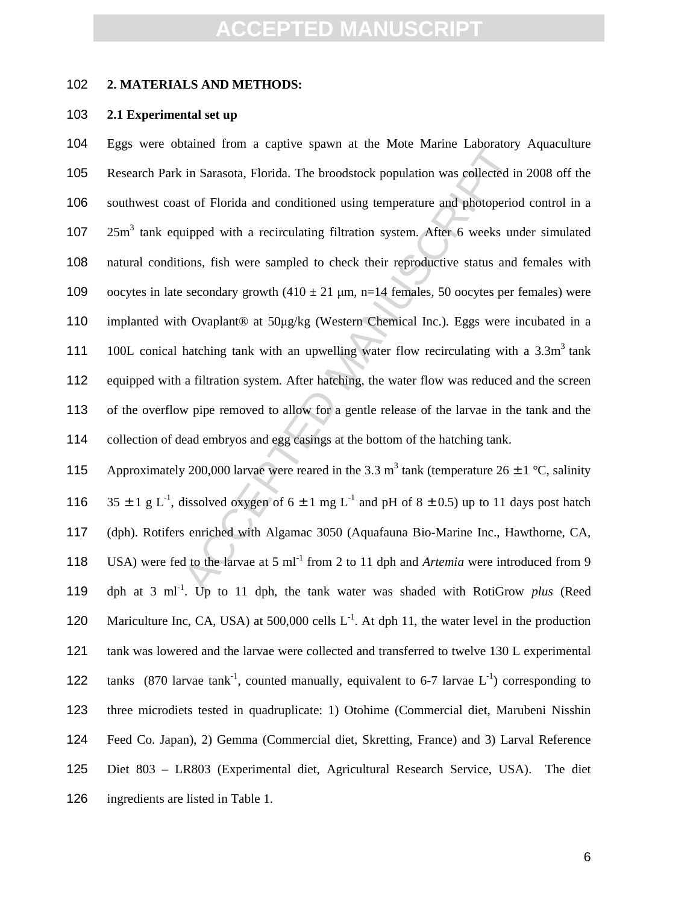## 2. MATERIALS AND METHODS:

### 2.1 Experimental set up

Eggs were obtained from a captive spawn at the Mote Marine Laboratory Aquaculture Research Park in Sarasota, Florida. The broodstock population was collected in 2008 off the southwest coast of Florida and conditioned using temperature and photoperiod control in a $25m^3$ tank equipped with a recirculating filtration system. After 6 weeks under simulated natural conditions, fish were sampled to check their reproductive status and females with oocytes in late secondary growth ($410 \pm 21$ μm, n=14 females, 50 oocytes per females) were implanted with Ovaplant® at 50μg/kg (Western Chemical Inc.). Eggs were incubated in a 100L conical hatching tank with an upwelling water flow recirculating with a $3.3m^3$ tank equipped with a filtration system. After hatching, the water flow was reduced and the screen of the overflow pipe removed to allow for a gentle release of the larvae in the tank and the collection of dead embryos and egg casings at the bottom of the hatching tank.

Approximately 200,000 larvae were reared in the 3.3 $m^3$ tank (temperature $26 \pm 1$ °C, salinity $35 \pm 1$ g $L^{-1}$, dissolved oxygen of $6 \pm 1$ mg $L^{-1}$ and pH of $8 \pm 0.5$) up to 11 days post hatch (dph). Rotifers enriched with Algamac 3050 (Aquafauna Bio-Marine Inc., Hawthorne, CA, USA) were fed to the larvae at 5 $ml^{-1}$ from 2 to 11 dph and *Artemia* were introduced from 9 dph at 3 $ml^{-1}$. Up to 11 dph, the tank water was shaded with RotiGrow *plus* (Reed Mariculture Inc, CA, USA) at 500,000 cells $L^{-1}$. At dph 11, the water level in the production tank was lowered and the larvae were collected and transferred to twelve 130 L experimental tanks (870 larvae $tank^{-1}$, counted manually, equivalent to 6-7 larvae $L^{-1}$) corresponding to three microdiets tested in quadruplicate: 1) Otohime (Commercial diet, Marubeni Nisshin Feed Co. Japan), 2) Gemma (Commercial diet, Skretting, France) and 3) Larval Reference Diet 803 – LR803 (Experimental diet, Agricultural Research Service, USA). The diet ingredients are listed in Table 1.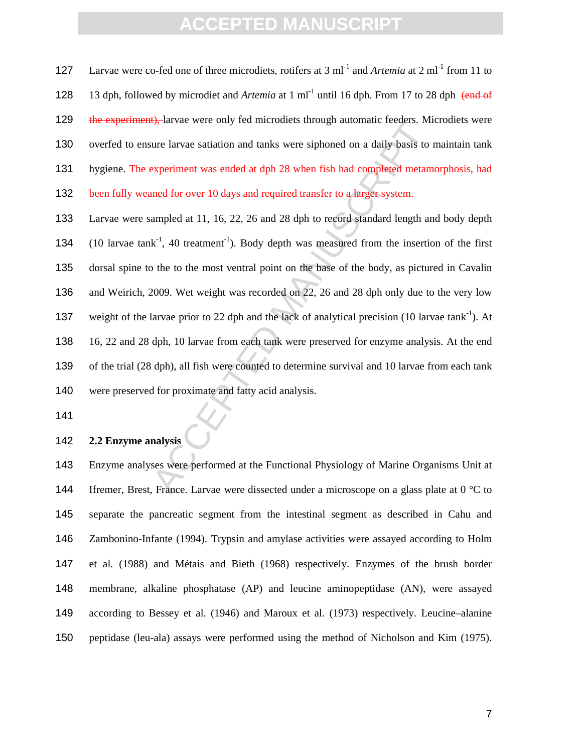Larvae were co-fed one of three microdiets, rotifers at 3 ml$^{-1}$ and *Artemia* at 2 ml$^{-1}$ from 11 to 13 dph, followed by microdiet and *Artemia* at 1 ml$^{-1}$ until 16 dph. From 17 to 28 dph ~~(end of the experiment),~~ larvae were only fed microdiets through automatic feeders. Microdiets were overfed to ensure larvae satiation and tanks were siphoned on a daily basis to maintain tank hygiene. The experiment was ended at dph 28 when fish had completed metamorphosis, had been fully weaned for over 10 days and required transfer to a larger system.

Larvae were sampled at 11, 16, 22, 26 and 28 dph to record standard length and body depth (10 larvae tank$^{-1}$, 40 treatment$^{-1}$). Body depth was measured from the insertion of the first dorsal spine to the to the most ventral point on the base of the body, as pictured in Cavalin and Weirich, 2009. Wet weight was recorded on 22, 26 and 28 dph only due to the very low weight of the larvae prior to 22 dph and the lack of analytical precision (10 larvae tank$^{-1}$). At 16, 22 and 28 dph, 10 larvae from each tank were preserved for enzyme analysis. At the end of the trial (28 dph), all fish were counted to determine survival and 10 larvae from each tank were preserved for proximate and fatty acid analysis.

## 2.2 Enzyme analysis

Enzyme analyses were performed at the Functional Physiology of Marine Organisms Unit at Ifremer, Brest, France. Larvae were dissected under a microscope on a glass plate at 0 °C to separate the pancreatic segment from the intestinal segment as described in Cahu and Zambonino-Infante (1994). Trypsin and amylase activities were assayed according to Holm et al. (1988) and Métais and Bieth (1968) respectively. Enzymes of the brush border membrane, alkaline phosphatase (AP) and leucine aminopeptidase (AN), were assayed according to Bessey et al. (1946) and Maroux et al. (1973) respectively. Leucine–alanine peptidase (leu-ala) assays were performed using the method of Nicholson and Kim (1975).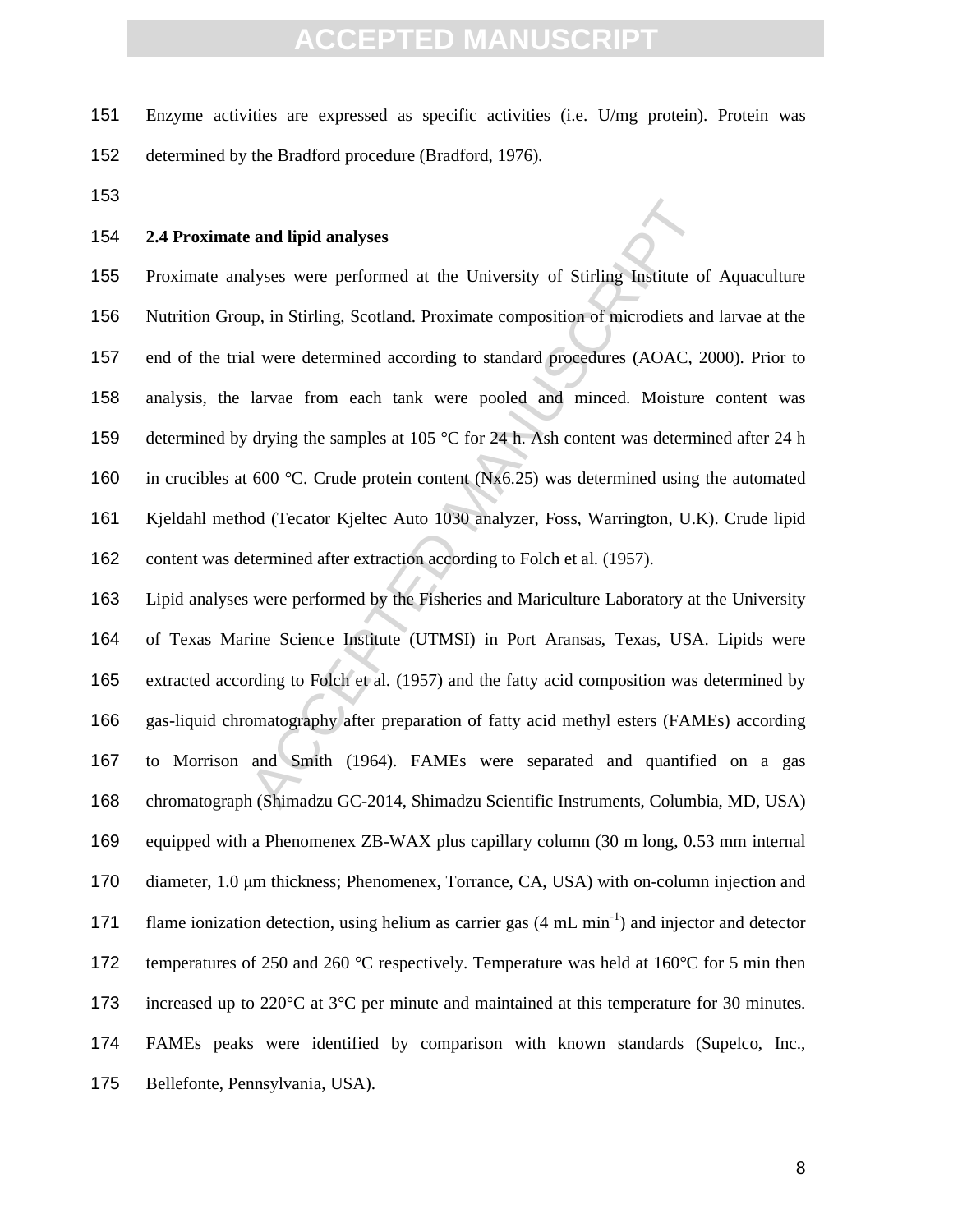Enzyme activities are expressed as specific activities (i.e. U/mg protein). Protein was determined by the Bradford procedure (Bradford, 1976).

**2.4 Proximate and lipid analyses**

Proximate analyses were performed at the University of Stirling Institute of Aquaculture Nutrition Group, in Stirling, Scotland. Proximate composition of microdiets and larvae at the end of the trial were determined according to standard procedures (AOAC, 2000). Prior to analysis, the larvae from each tank were pooled and minced. Moisture content was determined by drying the samples at 105 °C for 24 h. Ash content was determined after 24 h in crucibles at 600 °C. Crude protein content (Nx6.25) was determined using the automated Kjeldahl method (Tecator Kjeltec Auto 1030 analyzer, Foss, Warrington, U.K). Crude lipid content was determined after extraction according to Folch et al. (1957).

Lipid analyses were performed by the Fisheries and Mariculture Laboratory at the University of Texas Marine Science Institute (UTMSI) in Port Aransas, Texas, USA. Lipids were extracted according to Folch et al. (1957) and the fatty acid composition was determined by gas-liquid chromatography after preparation of fatty acid methyl esters (FAMEs) according to Morrison and Smith (1964). FAMEs were separated and quantified on a gas chromatograph (Shimadzu GC-2014, Shimadzu Scientific Instruments, Columbia, MD, USA) equipped with a Phenomenex ZB-WAX plus capillary column (30 m long, 0.53 mm internal diameter, 1.0 μm thickness; Phenomenex, Torrance, CA, USA) with on-column injection and flame ionization detection, using helium as carrier gas (4 mL $min^{-1}$) and injector and detector temperatures of 250 and 260 °C respectively. Temperature was held at 160°C for 5 min then increased up to 220°C at 3°C per minute and maintained at this temperature for 30 minutes. FAMEs peaks were identified by comparison with known standards (Supelco, Inc., Bellefonte, Pennsylvania, USA).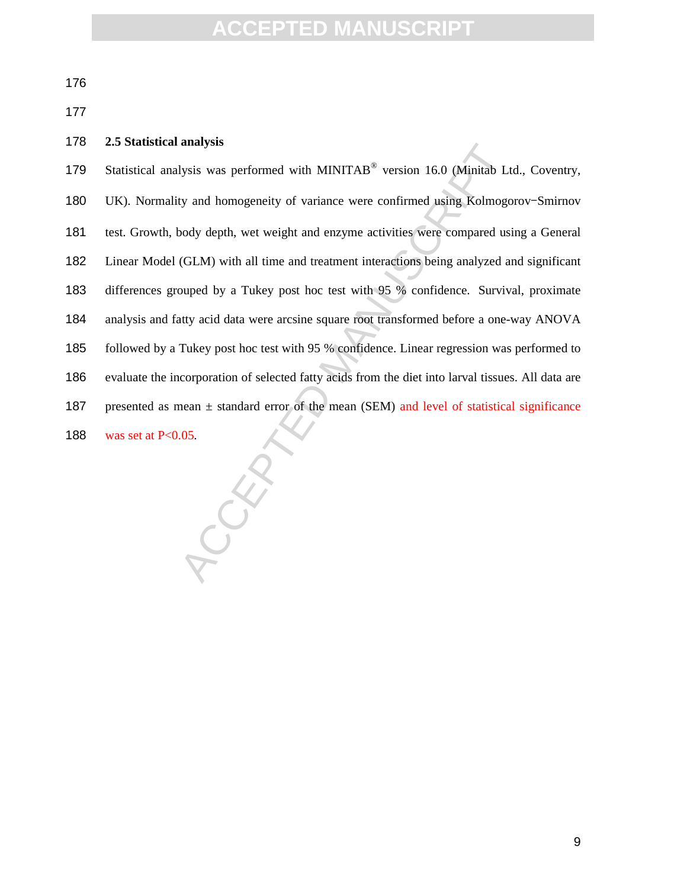### 2.5 Statistical analysis

Statistical analysis was performed with MINITAB® version 16.0 (Minitab Ltd., Coventry, UK). Normality and homogeneity of variance were confirmed using Kolmogorov−Smirnov test. Growth, body depth, wet weight and enzyme activities were compared using a General Linear Model (GLM) with all time and treatment interactions being analyzed and significant differences grouped by a Tukey post hoc test with 95 % confidence. Survival, proximate analysis and fatty acid data were arcsine square root transformed before a one-way ANOVA followed by a Tukey post hoc test with 95 % confidence. Linear regression was performed to evaluate the incorporation of selected fatty acids from the diet into larval tissues. All data are presented as mean ± standard error of the mean (SEM) and level of statistical significance was set at $P<0.05$.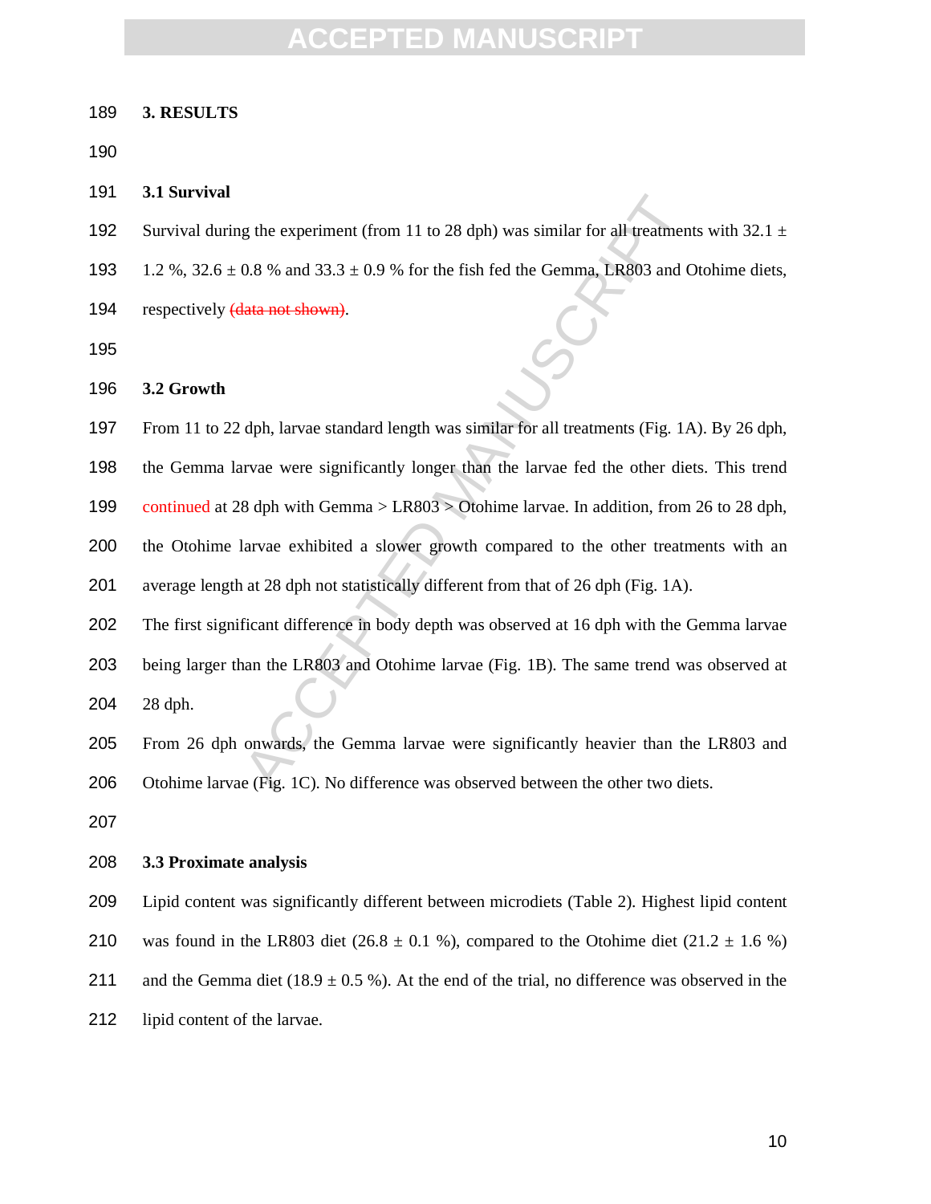## 3. RESULTS

### 3.1 Survival

Survival during the experiment (from 11 to 28 dph) was similar for all treatments with 32.1 ± 1.2 %, 32.6 ± 0.8 % and 33.3 ± 0.9 % for the fish fed the Gemma, LR803 and Otohime diets, respectively ~~(data not shown)~~.

### 3.2 Growth

From 11 to 22 dph, larvae standard length was similar for all treatments (Fig. 1A). By 26 dph, the Gemma larvae were significantly longer than the larvae fed the other diets. This trend continued at 28 dph with Gemma > LR803 > Otohime larvae. In addition, from 26 to 28 dph, the Otohime larvae exhibited a slower growth compared to the other treatments with an average length at 28 dph not statistically different from that of 26 dph (Fig. 1A).

The first significant difference in body depth was observed at 16 dph with the Gemma larvae being larger than the LR803 and Otohime larvae (Fig. 1B). The same trend was observed at 28 dph.

From 26 dph onwards, the Gemma larvae were significantly heavier than the LR803 and Otohime larvae (Fig. 1C). No difference was observed between the other two diets.

### 3.3 Proximate analysis

Lipid content was significantly different between microdiets (Table 2). Highest lipid content was found in the LR803 diet (26.8 ± 0.1 %), compared to the Otohime diet (21.2 ± 1.6 %) and the Gemma diet (18.9 ± 0.5 %). At the end of the trial, no difference was observed in the lipid content of the larvae.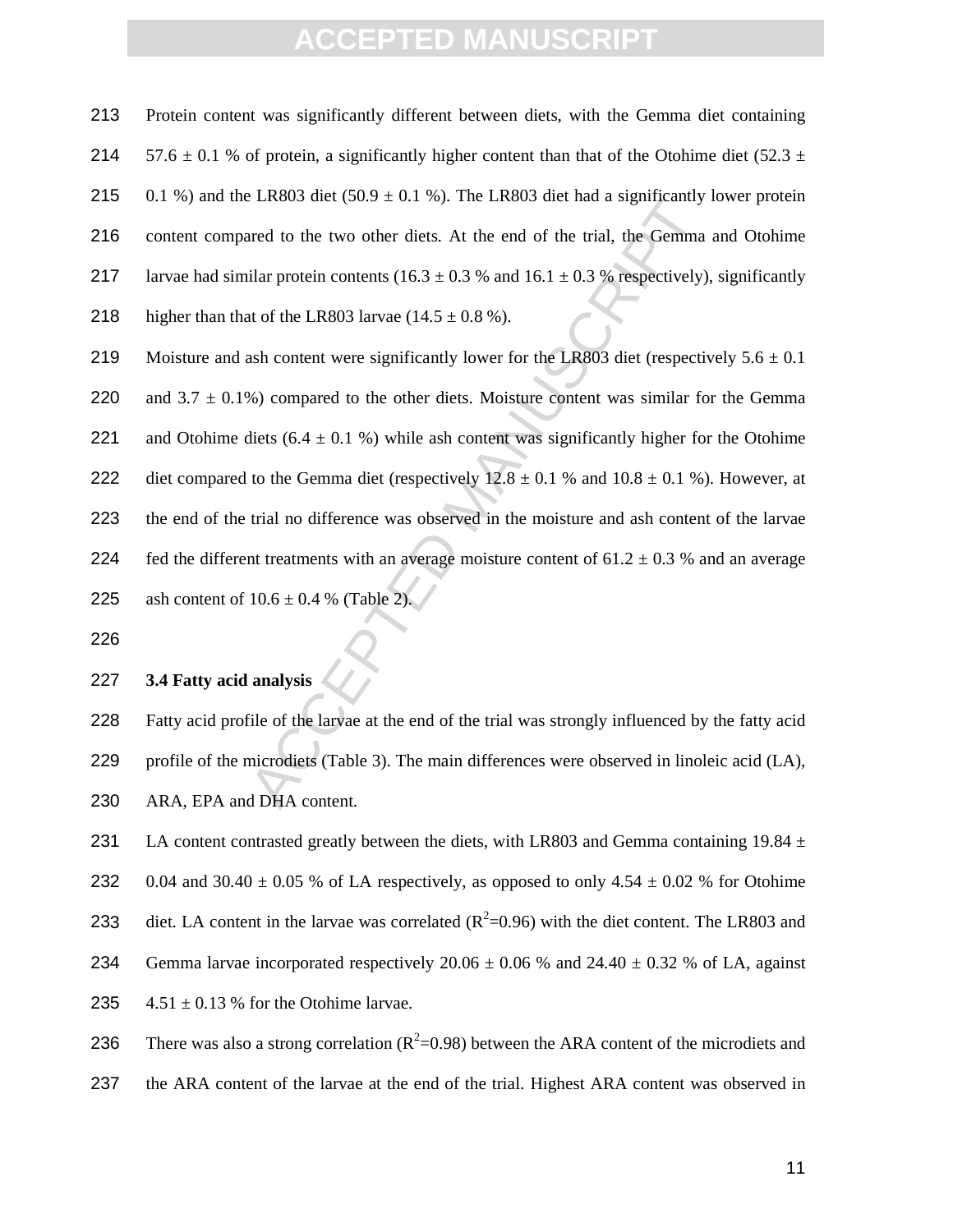Protein content was significantly different between diets, with the Gemma diet containing 57.6 ± 0.1 % of protein, a significantly higher content than that of the Otohime diet (52.3 ± 0.1 %) and the LR803 diet (50.9 ± 0.1 %). The LR803 diet had a significantly lower protein content compared to the two other diets. At the end of the trial, the Gemma and Otohime larvae had similar protein contents (16.3 ± 0.3 % and 16.1 ± 0.3 % respectively), significantly higher than that of the LR803 larvae (14.5 ± 0.8 %).

Moisture and ash content were significantly lower for the LR803 diet (respectively 5.6 ± 0.1 and 3.7 ± 0.1%) compared to the other diets. Moisture content was similar for the Gemma and Otohime diets (6.4 ± 0.1 %) while ash content was significantly higher for the Otohime diet compared to the Gemma diet (respectively 12.8 ± 0.1 % and 10.8 ± 0.1 %). However, at the end of the trial no difference was observed in the moisture and ash content of the larvae fed the different treatments with an average moisture content of 61.2 ± 0.3 % and an average ash content of 10.6 ± 0.4 % (Table 2).

### 3.4 Fatty acid analysis

Fatty acid profile of the larvae at the end of the trial was strongly influenced by the fatty acid profile of the microdiets (Table 3). The main differences were observed in linoleic acid (LA), ARA, EPA and DHA content.

LA content contrasted greatly between the diets, with LR803 and Gemma containing 19.84 ± 0.04 and 30.40 ± 0.05 % of LA respectively, as opposed to only 4.54 ± 0.02 % for Otohime diet. LA content in the larvae was correlated ($R^2$=0.96) with the diet content. The LR803 and Gemma larvae incorporated respectively 20.06 ± 0.06 % and 24.40 ± 0.32 % of LA, against 4.51 ± 0.13 % for the Otohime larvae.

There was also a strong correlation ($R^2$=0.98) between the ARA content of the microdiets and the ARA content of the larvae at the end of the trial. Highest ARA content was observed in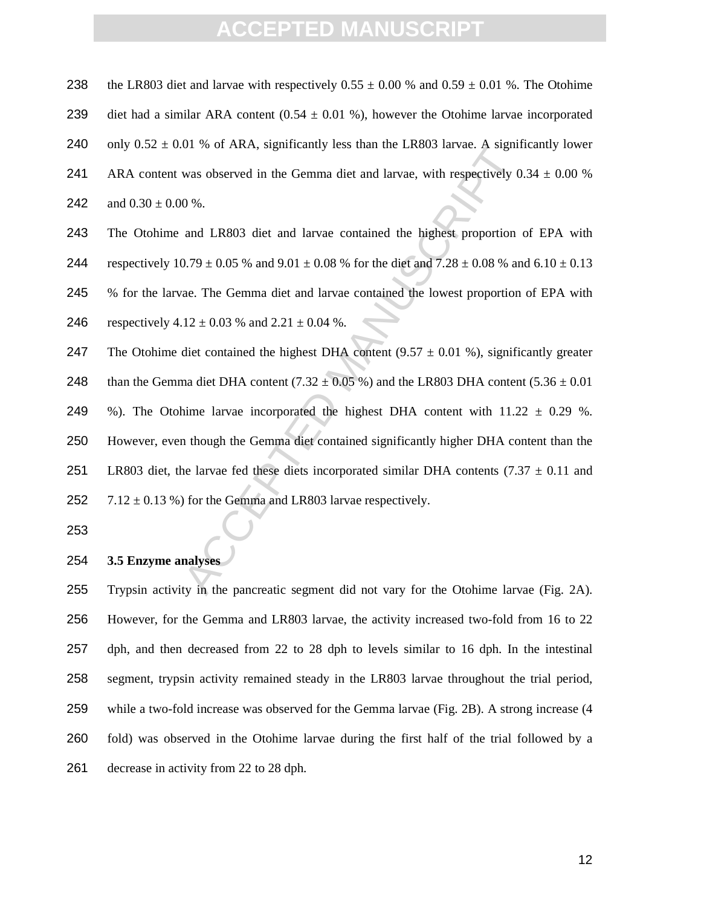the LR803 diet and larvae with respectively 0.55 ± 0.00 % and 0.59 ± 0.01 %. The Otohime diet had a similar ARA content (0.54 ± 0.01 %), however the Otohime larvae incorporated only 0.52 ± 0.01 % of ARA, significantly less than the LR803 larvae. A significantly lower ARA content was observed in the Gemma diet and larvae, with respectively 0.34 ± 0.00 % and 0.30 ± 0.00 %.

The Otohime and LR803 diet and larvae contained the highest proportion of EPA with respectively 10.79 ± 0.05 % and 9.01 ± 0.08 % for the diet and 7.28 ± 0.08 % and 6.10 ± 0.13 % for the larvae. The Gemma diet and larvae contained the lowest proportion of EPA with respectively 4.12 ± 0.03 % and 2.21 ± 0.04 %.

The Otohime diet contained the highest DHA content (9.57 ± 0.01 %), significantly greater than the Gemma diet DHA content (7.32 ± 0.05 %) and the LR803 DHA content (5.36 ± 0.01 %). The Otohime larvae incorporated the highest DHA content with 11.22 ± 0.29 %. However, even though the Gemma diet contained significantly higher DHA content than the LR803 diet, the larvae fed these diets incorporated similar DHA contents (7.37 ± 0.11 and 7.12 ± 0.13 %) for the Gemma and LR803 larvae respectively.

### 3.5 Enzyme analyses

Trypsin activity in the pancreatic segment did not vary for the Otohime larvae (Fig. 2A). However, for the Gemma and LR803 larvae, the activity increased two-fold from 16 to 22 dph, and then decreased from 22 to 28 dph to levels similar to 16 dph. In the intestinal segment, trypsin activity remained steady in the LR803 larvae throughout the trial period, while a two-fold increase was observed for the Gemma larvae (Fig. 2B). A strong increase (4 fold) was observed in the Otohime larvae during the first half of the trial followed by a decrease in activity from 22 to 28 dph.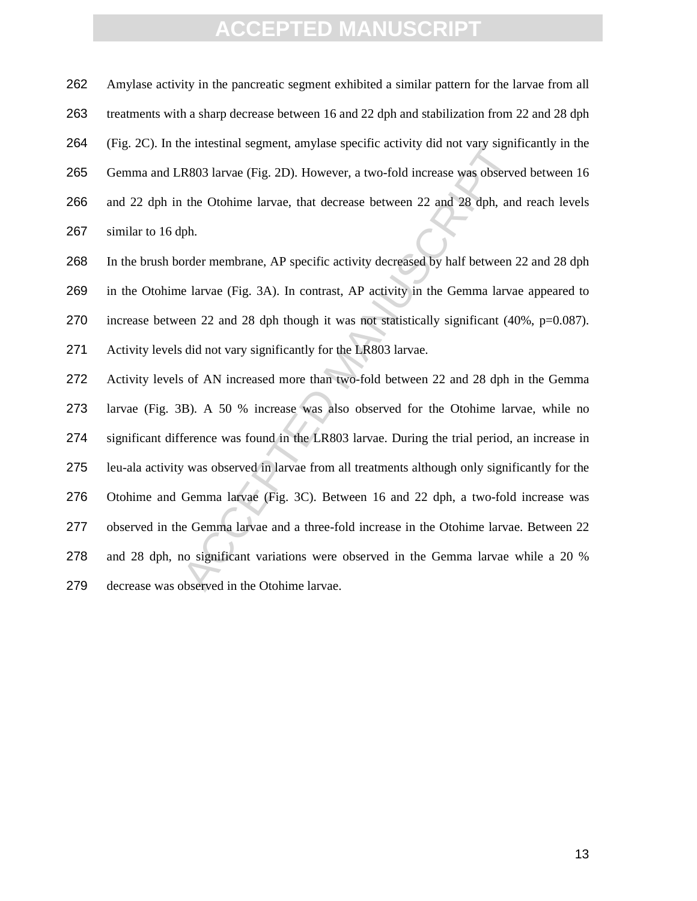Amylase activity in the pancreatic segment exhibited a similar pattern for the larvae from all treatments with a sharp decrease between 16 and 22 dph and stabilization from 22 and 28 dph (Fig. 2C). In the intestinal segment, amylase specific activity did not vary significantly in the Gemma and LR803 larvae (Fig. 2D). However, a two-fold increase was observed between 16 and 22 dph in the Otohime larvae, that decrease between 22 and 28 dph, and reach levels similar to 16 dph.

In the brush border membrane, AP specific activity decreased by half between 22 and 28 dph in the Otohime larvae (Fig. 3A). In contrast, AP activity in the Gemma larvae appeared to increase between 22 and 28 dph though it was not statistically significant (40%, $p=0.087$). Activity levels did not vary significantly for the LR803 larvae.

Activity levels of AN increased more than two-fold between 22 and 28 dph in the Gemma larvae (Fig. 3B). A 50 % increase was also observed for the Otohime larvae, while no significant difference was found in the LR803 larvae. During the trial period, an increase in leu-ala activity was observed in larvae from all treatments although only significantly for the Otohime and Gemma larvae (Fig. 3C). Between 16 and 22 dph, a two-fold increase was observed in the Gemma larvae and a three-fold increase in the Otohime larvae. Between 22 and 28 dph, no significant variations were observed in the Gemma larvae while a 20 % decrease was observed in the Otohime larvae.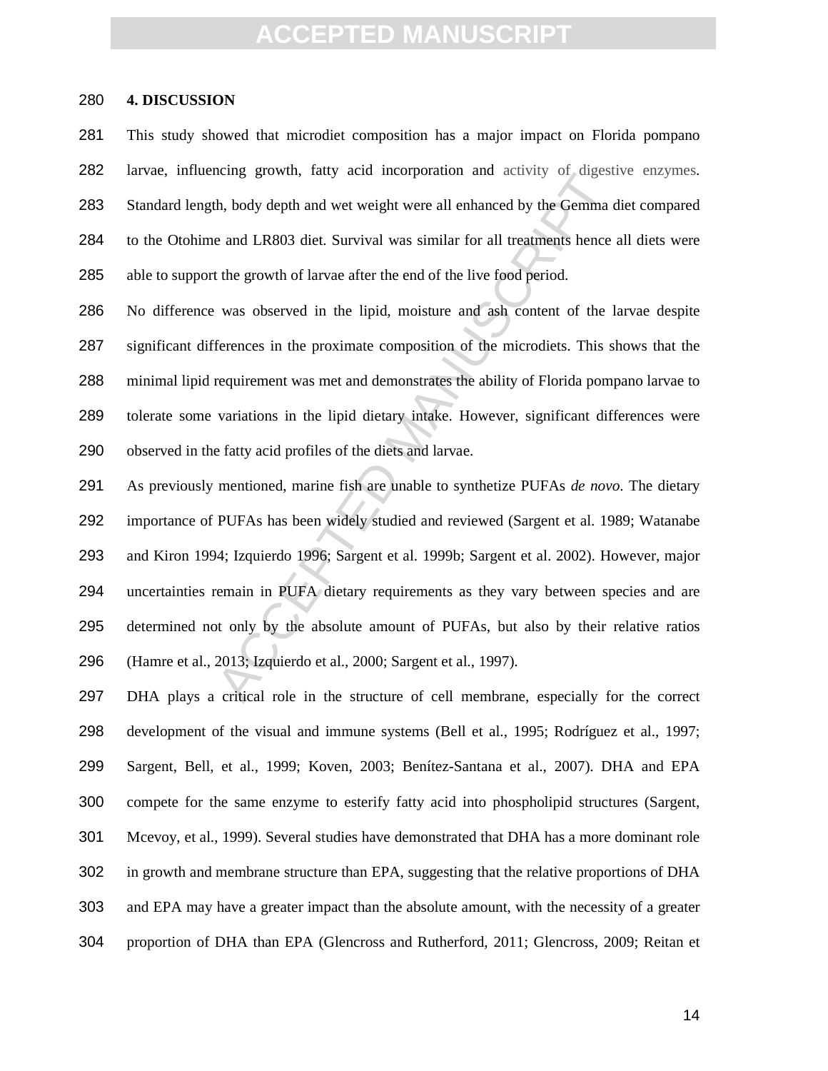## 4. DISCUSSION

This study showed that microdiet composition has a major impact on Florida pompano larvae, influencing growth, fatty acid incorporation and activity of digestive enzymes. Standard length, body depth and wet weight were all enhanced by the Gemma diet compared to the Otohime and LR803 diet. Survival was similar for all treatments hence all diets were able to support the growth of larvae after the end of the live food period.

No difference was observed in the lipid, moisture and ash content of the larvae despite significant differences in the proximate composition of the microdiets. This shows that the minimal lipid requirement was met and demonstrates the ability of Florida pompano larvae to tolerate some variations in the lipid dietary intake. However, significant differences were observed in the fatty acid profiles of the diets and larvae.

As previously mentioned, marine fish are unable to synthetize PUFAs *de novo*. The dietary importance of PUFAs has been widely studied and reviewed (Sargent et al. 1989; Watanabe and Kiron 1994; Izquierdo 1996; Sargent et al. 1999b; Sargent et al. 2002). However, major uncertainties remain in PUFA dietary requirements as they vary between species and are determined not only by the absolute amount of PUFAs, but also by their relative ratios (Hamre et al., 2013; Izquierdo et al., 2000; Sargent et al., 1997).

DHA plays a critical role in the structure of cell membrane, especially for the correct development of the visual and immune systems (Bell et al., 1995; Rodríguez et al., 1997; Sargent, Bell, et al., 1999; Koven, 2003; Benítez-Santana et al., 2007). DHA and EPA compete for the same enzyme to esterify fatty acid into phospholipid structures (Sargent, Mcevoy, et al., 1999). Several studies have demonstrated that DHA has a more dominant role in growth and membrane structure than EPA, suggesting that the relative proportions of DHA and EPA may have a greater impact than the absolute amount, with the necessity of a greater proportion of DHA than EPA (Glencross and Rutherford, 2011; Glencross, 2009; Reitan et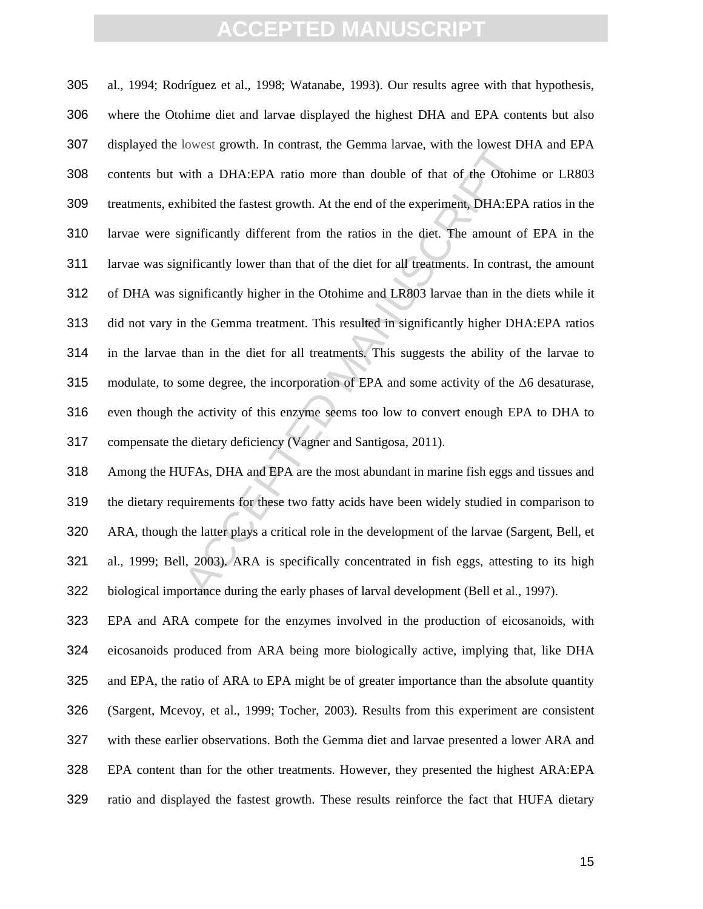al., 1994; Rodríguez et al., 1998; Watanabe, 1993). Our results agree with that hypothesis, where the Otohime diet and larvae displayed the highest DHA and EPA contents but also displayed the lowest growth. In contrast, the Gemma larvae, with the lowest DHA and EPA contents but with a DHA:EPA ratio more than double of that of the Otohime or LR803 treatments, exhibited the fastest growth. At the end of the experiment, DHA:EPA ratios in the larvae were significantly different from the ratios in the diet. The amount of EPA in the larvae was significantly lower than that of the diet for all treatments. In contrast, the amount of DHA was significantly higher in the Otohime and LR803 larvae than in the diets while it did not vary in the Gemma treatment. This resulted in significantly higher DHA:EPA ratios in the larvae than in the diet for all treatments. This suggests the ability of the larvae to modulate, to some degree, the incorporation of EPA and some activity of the $\Delta$6 desaturase, even though the activity of this enzyme seems too low to convert enough EPA to DHA to compensate the dietary deficiency (Vagner and Santigosa, 2011).

Among the HUFAs, DHA and EPA are the most abundant in marine fish eggs and tissues and the dietary requirements for these two fatty acids have been widely studied in comparison to ARA, though the latter plays a critical role in the development of the larvae (Sargent, Bell, et al., 1999; Bell, 2003). ARA is specifically concentrated in fish eggs, attesting to its high biological importance during the early phases of larval development (Bell et al., 1997).

EPA and ARA compete for the enzymes involved in the production of eicosanoids, with eicosanoids produced from ARA being more biologically active, implying that, like DHA and EPA, the ratio of ARA to EPA might be of greater importance than the absolute quantity (Sargent, Mcevoy, et al., 1999; Tocher, 2003). Results from this experiment are consistent with these earlier observations. Both the Gemma diet and larvae presented a lower ARA and EPA content than for the other treatments. However, they presented the highest ARA:EPA ratio and displayed the fastest growth. These results reinforce the fact that HUFA dietary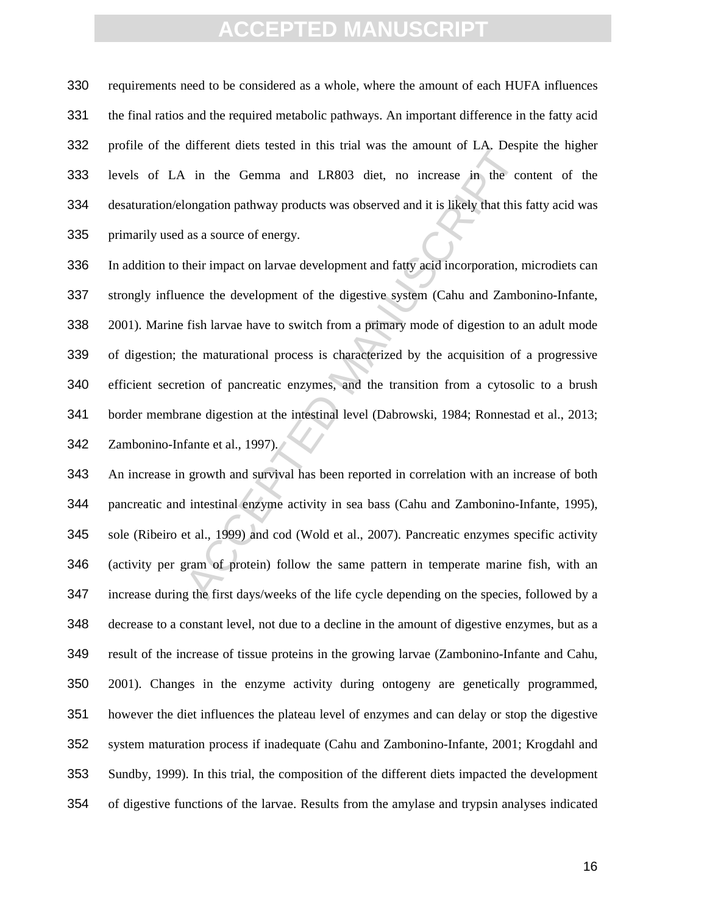requirements need to be considered as a whole, where the amount of each HUFA influences the final ratios and the required metabolic pathways. An important difference in the fatty acid profile of the different diets tested in this trial was the amount of LA. Despite the higher levels of LA in the Gemma and LR803 diet, no increase in the content of the desaturation/elongation pathway products was observed and it is likely that this fatty acid was primarily used as a source of energy.

In addition to their impact on larvae development and fatty acid incorporation, microdiets can strongly influence the development of the digestive system (Cahu and Zambonino-Infante, 2001). Marine fish larvae have to switch from a primary mode of digestion to an adult mode of digestion; the maturational process is characterized by the acquisition of a progressive efficient secretion of pancreatic enzymes, and the transition from a cytosolic to a brush border membrane digestion at the intestinal level (Dabrowski, 1984; Ronnestad et al., 2013; Zambonino-Infante et al., 1997).

An increase in growth and survival has been reported in correlation with an increase of both pancreatic and intestinal enzyme activity in sea bass (Cahu and Zambonino-Infante, 1995), sole (Ribeiro et al., 1999) and cod (Wold et al., 2007). Pancreatic enzymes specific activity (activity per gram of protein) follow the same pattern in temperate marine fish, with an increase during the first days/weeks of the life cycle depending on the species, followed by a decrease to a constant level, not due to a decline in the amount of digestive enzymes, but as a result of the increase of tissue proteins in the growing larvae (Zambonino-Infante and Cahu, 2001). Changes in the enzyme activity during ontogeny are genetically programmed, however the diet influences the plateau level of enzymes and can delay or stop the digestive system maturation process if inadequate (Cahu and Zambonino-Infante, 2001; Krogdahl and Sundby, 1999). In this trial, the composition of the different diets impacted the development of digestive functions of the larvae. Results from the amylase and trypsin analyses indicated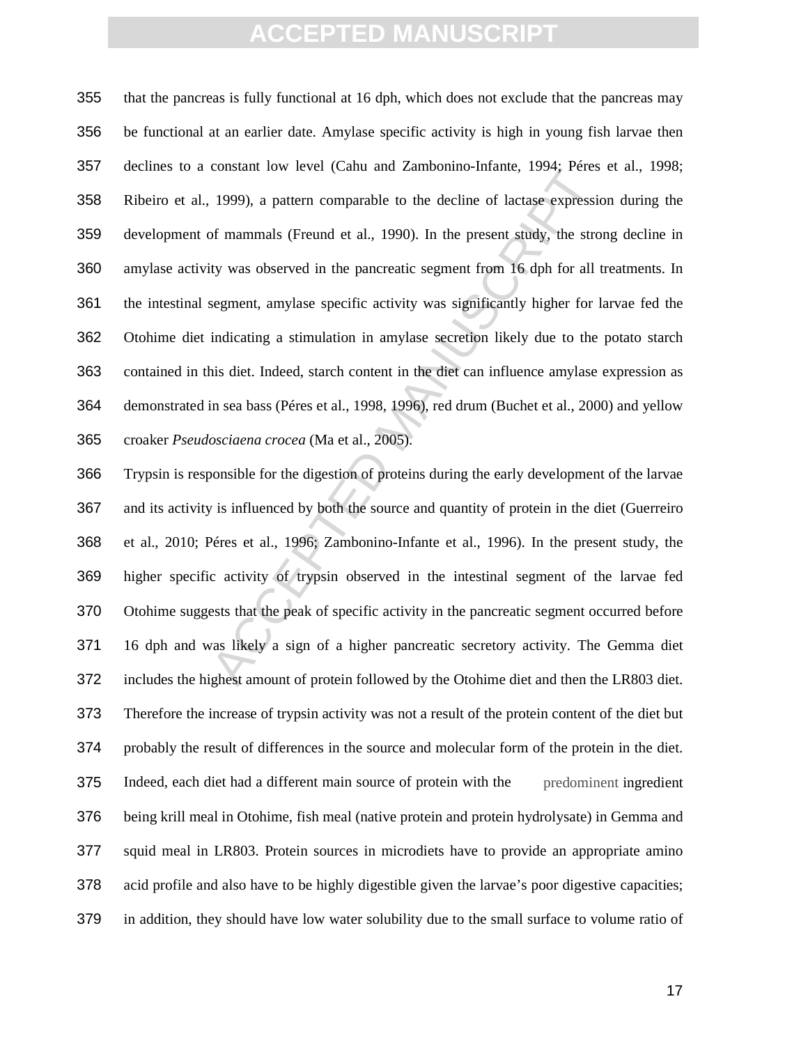that the pancreas is fully functional at 16 dph, which does not exclude that the pancreas may be functional at an earlier date. Amylase specific activity is high in young fish larvae then declines to a constant low level (Cahu and Zambonino-Infante, 1994; Péres et al., 1998; Ribeiro et al., 1999), a pattern comparable to the decline of lactase expression during the development of mammals (Freund et al., 1990). In the present study, the strong decline in amylase activity was observed in the pancreatic segment from 16 dph for all treatments. In the intestinal segment, amylase specific activity was significantly higher for larvae fed the Otohime diet indicating a stimulation in amylase secretion likely due to the potato starch contained in this diet. Indeed, starch content in the diet can influence amylase expression as demonstrated in sea bass (Péres et al., 1998, 1996), red drum (Buchet et al., 2000) and yellow croaker *Pseudosciaena crocea* (Ma et al., 2005).

Trypsin is responsible for the digestion of proteins during the early development of the larvae and its activity is influenced by both the source and quantity of protein in the diet (Guerreiro et al., 2010; Péres et al., 1996; Zambonino-Infante et al., 1996). In the present study, the higher specific activity of trypsin observed in the intestinal segment of the larvae fed Otohime suggests that the peak of specific activity in the pancreatic segment occurred before 16 dph and was likely a sign of a higher pancreatic secretory activity. The Gemma diet includes the highest amount of protein followed by the Otohime diet and then the LR803 diet. Therefore the increase of trypsin activity was not a result of the protein content of the diet but probably the result of differences in the source and molecular form of the protein in the diet. Indeed, each diet had a different main source of protein with the predominent ingredient being krill meal in Otohime, fish meal (native protein and protein hydrolysate) in Gemma and squid meal in LR803. Protein sources in microdiets have to provide an appropriate amino acid profile and also have to be highly digestible given the larvae's poor digestive capacities; in addition, they should have low water solubility due to the small surface to volume ratio of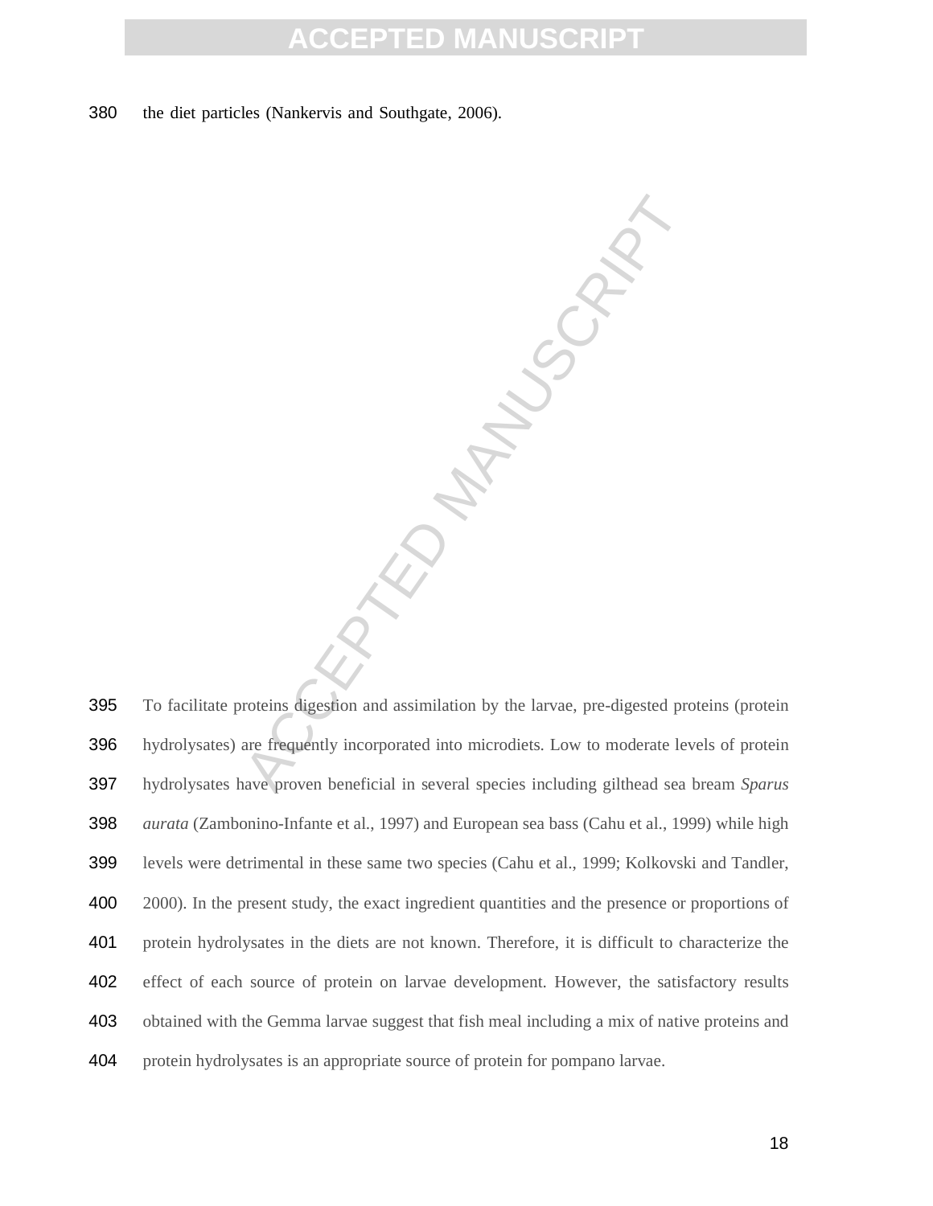the diet particles (Nankervis and Southgate, 2006).

To facilitate proteins digestion and assimilation by the larvae, pre-digested proteins (protein hydrolysates) are frequently incorporated into microdiets. Low to moderate levels of protein hydrolysates have proven beneficial in several species including gilthead sea bream *Sparus aurata* (Zambonino-Infante et al., 1997) and European sea bass (Cahu et al., 1999) while high levels were detrimental in these same two species (Cahu et al., 1999; Kolkovski and Tandler, 2000). In the present study, the exact ingredient quantities and the presence or proportions of protein hydrolysates in the diets are not known. Therefore, it is difficult to characterize the effect of each source of protein on larvae development. However, the satisfactory results obtained with the Gemma larvae suggest that fish meal including a mix of native proteins and protein hydrolysates is an appropriate source of protein for pompano larvae.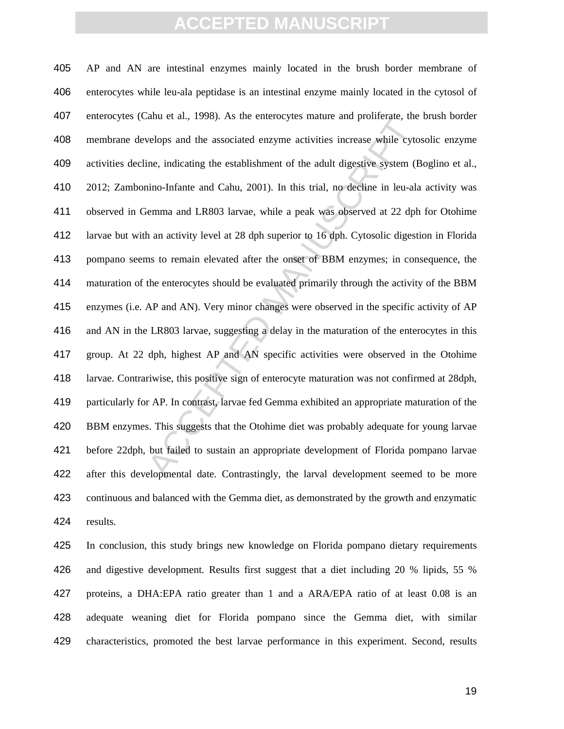AP and AN are intestinal enzymes mainly located in the brush border membrane of enterocytes while leu-ala peptidase is an intestinal enzyme mainly located in the cytosol of enterocytes (Cahu et al., 1998). As the enterocytes mature and proliferate, the brush border membrane develops and the associated enzyme activities increase while cytosolic enzyme activities decline, indicating the establishment of the adult digestive system (Boglino et al., 2012; Zambonino-Infante and Cahu, 2001). In this trial, no decline in leu-ala activity was observed in Gemma and LR803 larvae, while a peak was observed at 22 dph for Otohime larvae but with an activity level at 28 dph superior to 16 dph. Cytosolic digestion in Florida pompano seems to remain elevated after the onset of BBM enzymes; in consequence, the maturation of the enterocytes should be evaluated primarily through the activity of the BBM enzymes (i.e. AP and AN). Very minor changes were observed in the specific activity of AP and AN in the LR803 larvae, suggesting a delay in the maturation of the enterocytes in this group. At 22 dph, highest AP and AN specific activities were observed in the Otohime larvae. Contrariwise, this positive sign of enterocyte maturation was not confirmed at 28dph, particularly for AP. In contrast, larvae fed Gemma exhibited an appropriate maturation of the BBM enzymes. This suggests that the Otohime diet was probably adequate for young larvae before 22dph, but failed to sustain an appropriate development of Florida pompano larvae after this developmental date. Contrastingly, the larval development seemed to be more continuous and balanced with the Gemma diet, as demonstrated by the growth and enzymatic results.

In conclusion, this study brings new knowledge on Florida pompano dietary requirements and digestive development. Results first suggest that a diet including 20 % lipids, 55 % proteins, a DHA:EPA ratio greater than 1 and a ARA/EPA ratio of at least 0.08 is an adequate weaning diet for Florida pompano since the Gemma diet, with similar characteristics, promoted the best larvae performance in this experiment. Second, results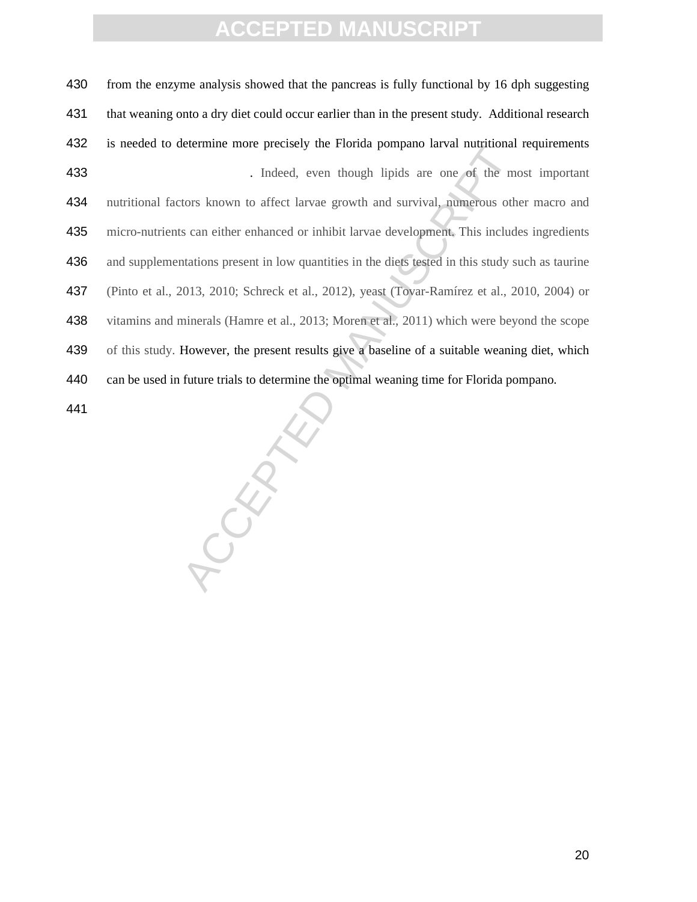from the enzyme analysis showed that the pancreas is fully functional by 16 dph suggesting that weaning onto a dry diet could occur earlier than in the present study. Additional research is needed to determine more precisely the Florida pompano larval nutritional requirements . Indeed, even though lipids are one of the most important nutritional factors known to affect larvae growth and survival, numerous other macro and micro-nutrients can either enhanced or inhibit larvae development. This includes ingredients and supplementations present in low quantities in the diets tested in this study such as taurine (Pinto et al., 2013, 2010; Schreck et al., 2012), yeast (Tovar-Ramírez et al., 2010, 2004) or vitamins and minerals (Hamre et al., 2013; Moren et al., 2011) which were beyond the scope of this study. However, the present results give a baseline of a suitable weaning diet, which can be used in future trials to determine the optimal weaning time for Florida pompano.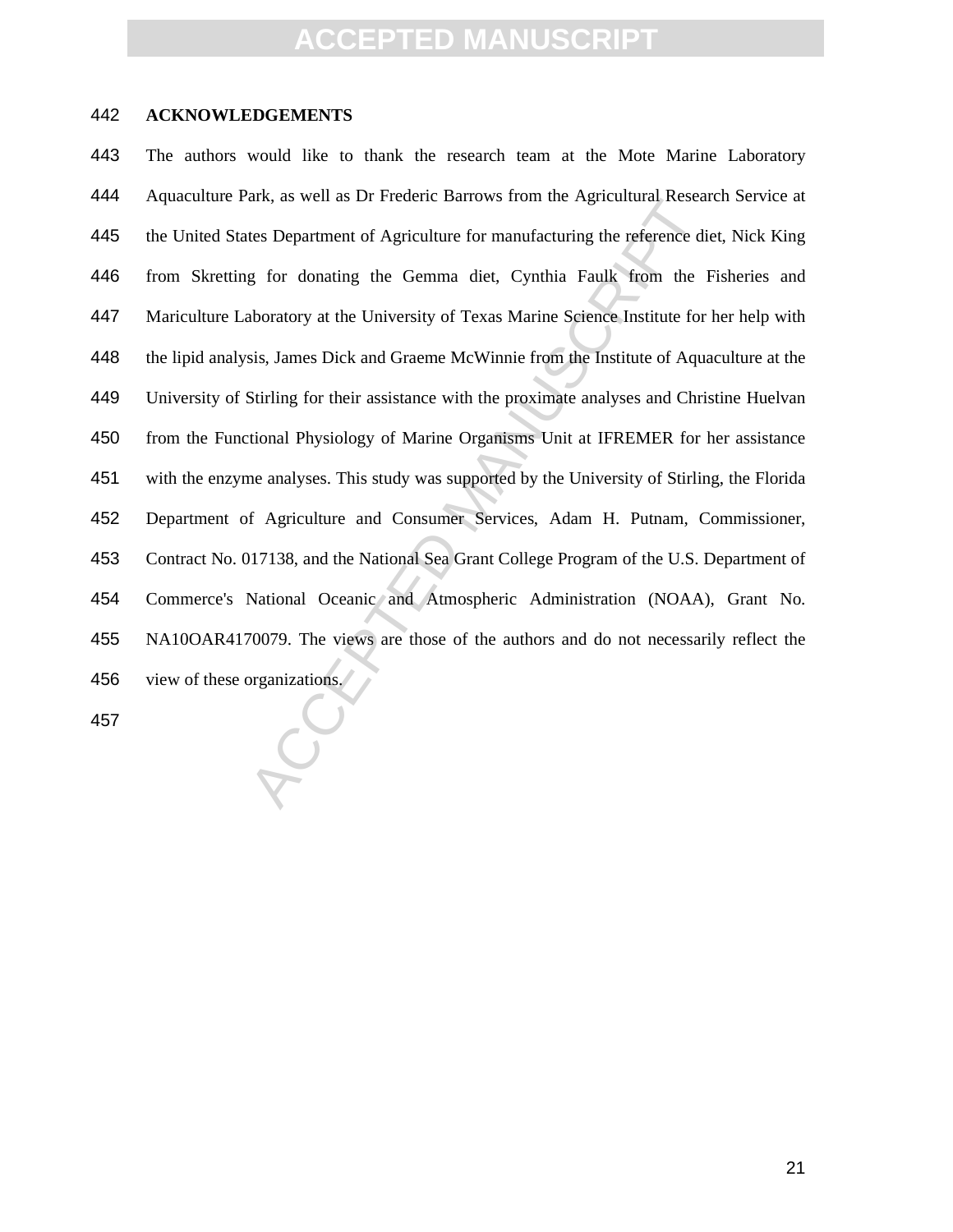## ACKNOWLEDGEMENTS

The authors would like to thank the research team at the Mote Marine Laboratory Aquaculture Park, as well as Dr Frederic Barrows from the Agricultural Research Service at the United States Department of Agriculture for manufacturing the reference diet, Nick King from Skretting for donating the Gemma diet, Cynthia Faulk from the Fisheries and Mariculture Laboratory at the University of Texas Marine Science Institute for her help with the lipid analysis, James Dick and Graeme McWinnie from the Institute of Aquaculture at the University of Stirling for their assistance with the proximate analyses and Christine Huelvan from the Functional Physiology of Marine Organisms Unit at IFREMER for her assistance with the enzyme analyses. This study was supported by the University of Stirling, the Florida Department of Agriculture and Consumer Services, Adam H. Putnam, Commissioner, Contract No. 017138, and the National Sea Grant College Program of the U.S. Department of Commerce's National Oceanic and Atmospheric Administration (NOAA), Grant No. NA10OAR4170079. The views are those of the authors and do not necessarily reflect the view of these organizations.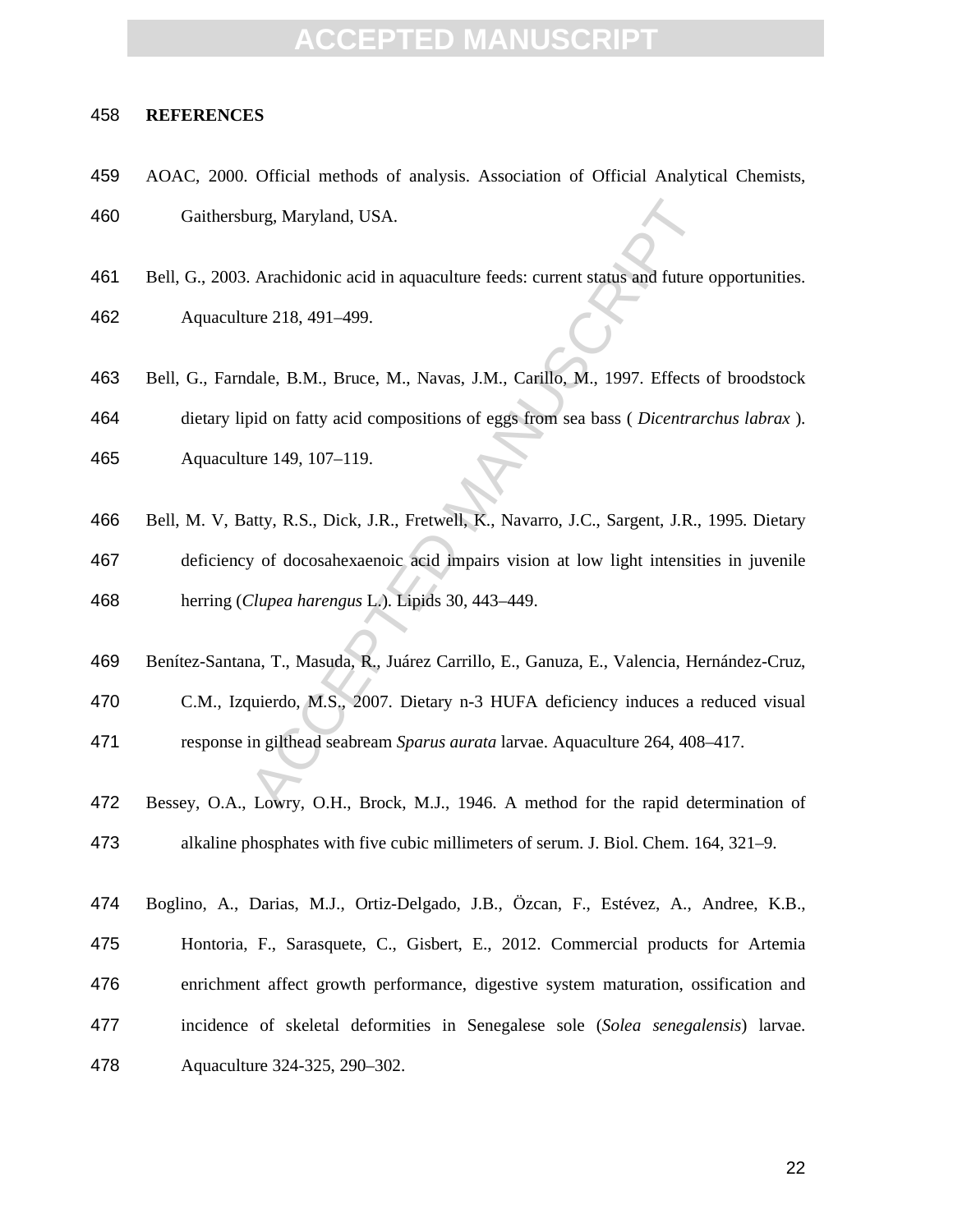## REFERENCES

AOAC, 2000. Official methods of analysis. Association of Official Analytical Chemists, Gaithersburg, Maryland, USA.

Bell, G., 2003. Arachidonic acid in aquaculture feeds: current status and future opportunities. Aquaculture 218, 491–499.

Bell, G., Farndale, B.M., Bruce, M., Navas, J.M., Carillo, M., 1997. Effects of broodstock dietary lipid on fatty acid compositions of eggs from sea bass ( *Dicentrarchus labrax* ). Aquaculture 149, 107–119.

Bell, M. V, Batty, R.S., Dick, J.R., Fretwell, K., Navarro, J.C., Sargent, J.R., 1995. Dietary deficiency of docosahexaenoic acid impairs vision at low light intensities in juvenile herring (*Clupea harengus* L.). Lipids 30, 443–449.

Benítez-Santana, T., Masuda, R., Juárez Carrillo, E., Ganuza, E., Valencia, Hernández-Cruz, C.M., Izquierdo, M.S., 2007. Dietary n-3 HUFA deficiency induces a reduced visual response in gilthead seabream *Sparus aurata* larvae. Aquaculture 264, 408–417.

Bessey, O.A., Lowry, O.H., Brock, M.J., 1946. A method for the rapid determination of alkaline phosphates with five cubic millimeters of serum. J. Biol. Chem. 164, 321–9.

Boglino, A., Darias, M.J., Ortiz-Delgado, J.B., Özcan, F., Estévez, A., Andree, K.B., Hontoria, F., Sarasquete, C., Gisbert, E., 2012. Commercial products for Artemia enrichment affect growth performance, digestive system maturation, ossification and incidence of skeletal deformities in Senegalese sole (*Solea senegalensis*) larvae. Aquaculture 324-325, 290–302.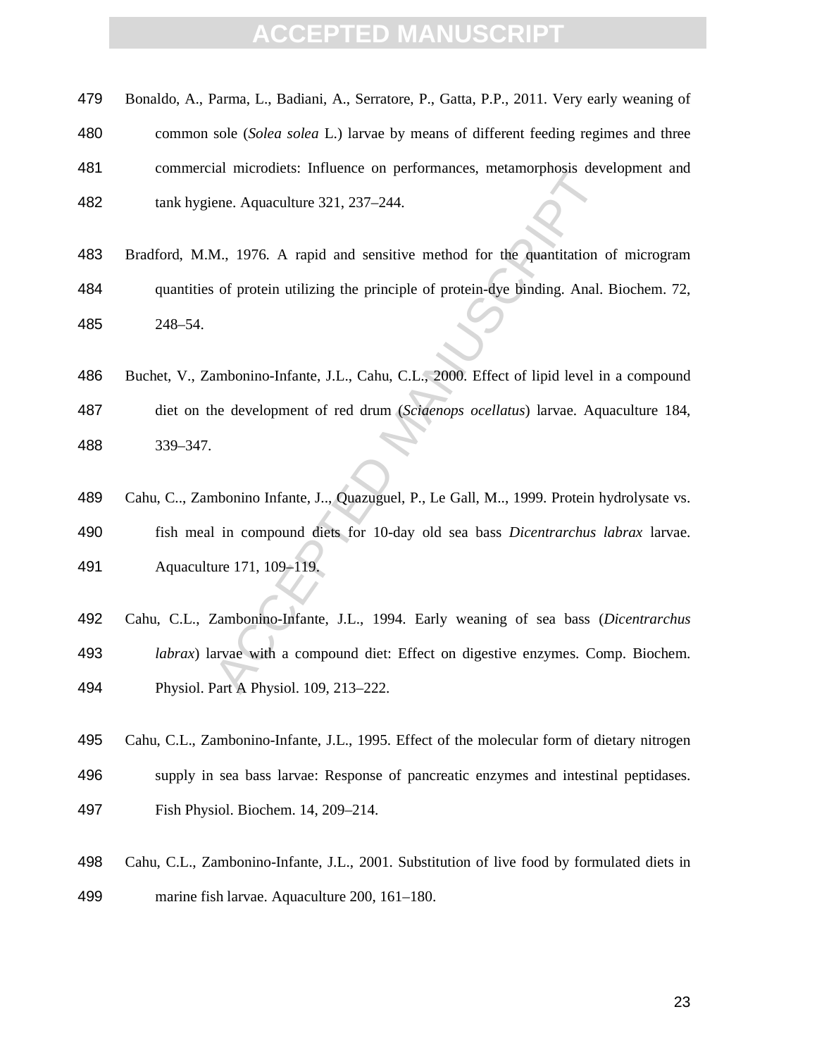Bonaldo, A., Parma, L., Badiani, A., Serratore, P., Gatta, P.P., 2011. Very early weaning of common sole (*Solea solea* L.) larvae by means of different feeding regimes and three commercial microdiets: Influence on performances, metamorphosis development and tank hygiene. Aquaculture 321, 237–244.

Bradford, M.M., 1976. A rapid and sensitive method for the quantitation of microgram quantities of protein utilizing the principle of protein-dye binding. Anal. Biochem. 72, 248–54.

Buchet, V., Zambonino-Infante, J.L., Cahu, C.L., 2000. Effect of lipid level in a compound diet on the development of red drum (*Sciaenops ocellatus*) larvae. Aquaculture 184, 339–347.

Cahu, C.., Zambonino Infante, J.., Quazuguel, P., Le Gall, M.., 1999. Protein hydrolysate vs. fish meal in compound diets for 10-day old sea bass *Dicentrarchus labrax* larvae. Aquaculture 171, 109–119.

Cahu, C.L., Zambonino-Infante, J.L., 1994. Early weaning of sea bass (*Dicentrarchus labrax*) larvae with a compound diet: Effect on digestive enzymes. Comp. Biochem. Physiol. Part A Physiol. 109, 213–222.

Cahu, C.L., Zambonino-Infante, J.L., 1995. Effect of the molecular form of dietary nitrogen supply in sea bass larvae: Response of pancreatic enzymes and intestinal peptidases. Fish Physiol. Biochem. 14, 209–214.

Cahu, C.L., Zambonino-Infante, J.L., 2001. Substitution of live food by formulated diets in marine fish larvae. Aquaculture 200, 161–180.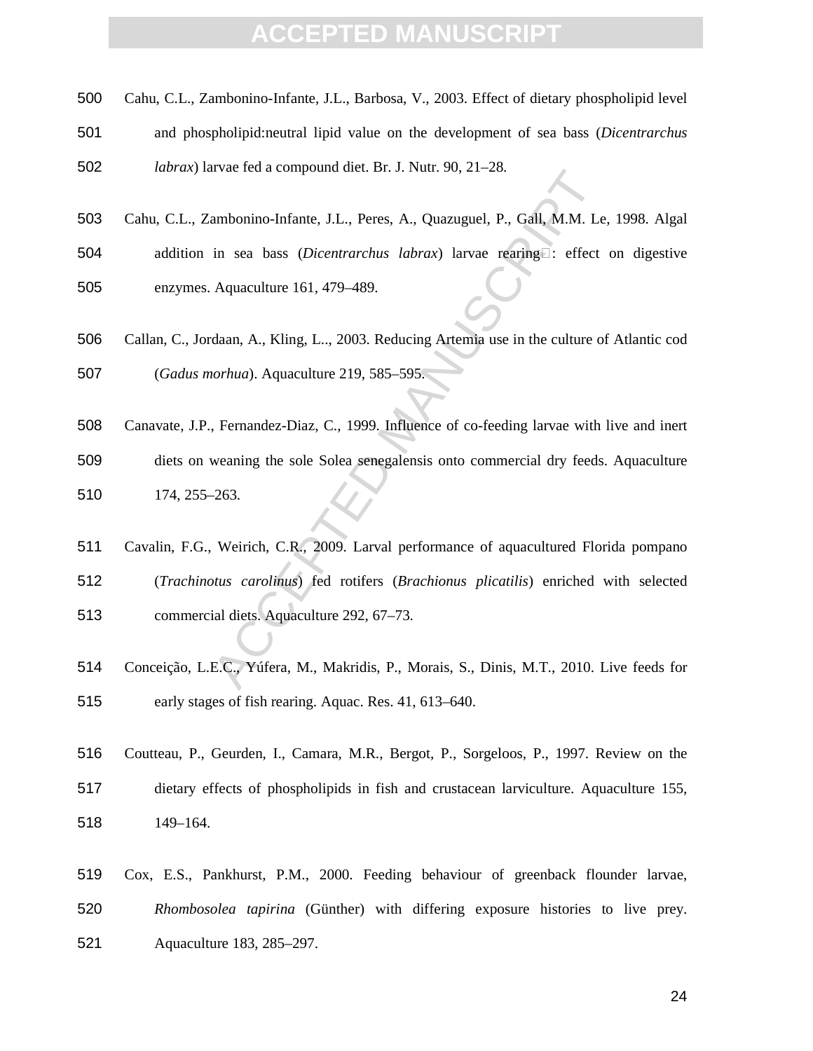Cahu, C.L., Zambonino-Infante, J.L., Barbosa, V., 2003. Effect of dietary phospholipid level and phospholipid:neutral lipid value on the development of sea bass (*Dicentrarchus labrax*) larvae fed a compound diet. Br. J. Nutr. 90, 21–28.

Cahu, C.L., Zambonino-Infante, J.L., Peres, A., Quazuguel, P., Gall, M.M. Le, 1998. Algal addition in sea bass (*Dicentrarchus labrax*) larvae rearing : effect on digestive enzymes. Aquaculture 161, 479–489.

Callan, C., Jordaan, A., Kling, L.., 2003. Reducing Artemia use in the culture of Atlantic cod (*Gadus morhua*). Aquaculture 219, 585–595.

Canavate, J.P., Fernandez-Diaz, C., 1999. Influence of co-feeding larvae with live and inert diets on weaning the sole Solea senegalensis onto commercial dry feeds. Aquaculture 174, 255–263.

Cavalin, F.G., Weirich, C.R., 2009. Larval performance of aquacultured Florida pompano (*Trachinotus carolinus*) fed rotifers (*Brachionus plicatilis*) enriched with selected commercial diets. Aquaculture 292, 67–73.

Conceição, L.E.C., Yúfera, M., Makridis, P., Morais, S., Dinis, M.T., 2010. Live feeds for early stages of fish rearing. Aquac. Res. 41, 613–640.

Coutteau, P., Geurden, I., Camara, M.R., Bergot, P., Sorgeloos, P., 1997. Review on the dietary effects of phospholipids in fish and crustacean larviculture. Aquaculture 155, 149–164.

Cox, E.S., Pankhurst, P.M., 2000. Feeding behaviour of greenback flounder larvae, *Rhombosolea tapirina* (Günther) with differing exposure histories to live prey. Aquaculture 183, 285–297.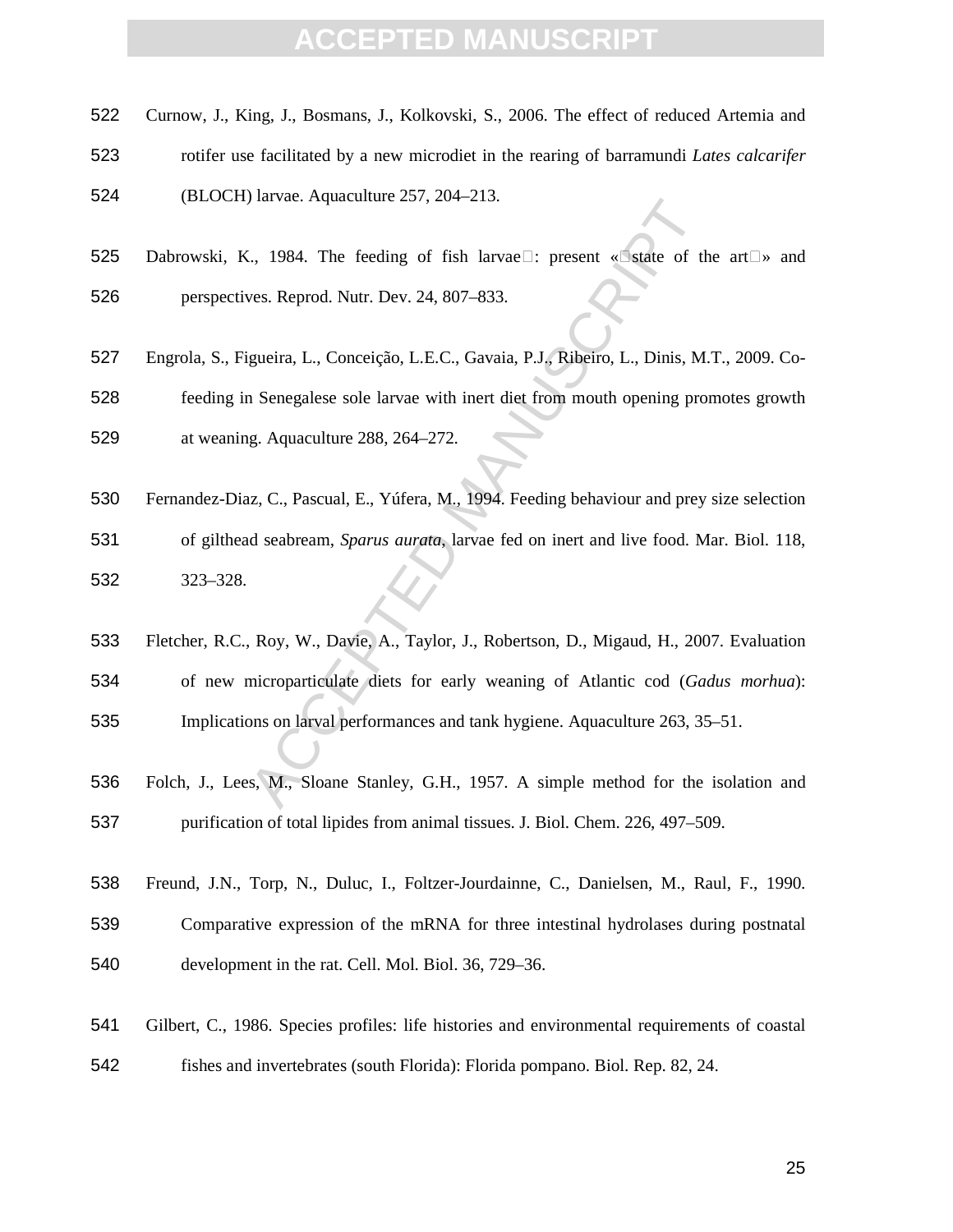Curnow, J., King, J., Bosmans, J., Kolkovski, S., 2006. The effect of reduced Artemia and rotifer use facilitated by a new microdiet in the rearing of barramundi *Lates calcarifer* (BLOCH) larvae. Aquaculture 257, 204–213.

Dabrowski, K., 1984. The feeding of fish larvae : present « state of the art » and perspectives. Reprod. Nutr. Dev. 24, 807–833.

Engrola, S., Figueira, L., Conceição, L.E.C., Gavaia, P.J., Ribeiro, L., Dinis, M.T., 2009. Co-feeding in Senegalese sole larvae with inert diet from mouth opening promotes growth at weaning. Aquaculture 288, 264–272.

Fernandez-Diaz, C., Pascual, E., Yúfera, M., 1994. Feeding behaviour and prey size selection of gilthead seabream, *Sparus aurata*, larvae fed on inert and live food. Mar. Biol. 118, 323–328.

Fletcher, R.C., Roy, W., Davie, A., Taylor, J., Robertson, D., Migaud, H., 2007. Evaluation of new microparticulate diets for early weaning of Atlantic cod (*Gadus morhua*): Implications on larval performances and tank hygiene. Aquaculture 263, 35–51.

Folch, J., Lees, M., Sloane Stanley, G.H., 1957. A simple method for the isolation and purification of total lipides from animal tissues. J. Biol. Chem. 226, 497–509.

Freund, J.N., Torp, N., Duluc, I., Foltzer-Jourdainne, C., Danielsen, M., Raul, F., 1990. Comparative expression of the mRNA for three intestinal hydrolases during postnatal development in the rat. Cell. Mol. Biol. 36, 729–36.

Gilbert, C., 1986. Species profiles: life histories and environmental requirements of coastal fishes and invertebrates (south Florida): Florida pompano. Biol. Rep. 82, 24.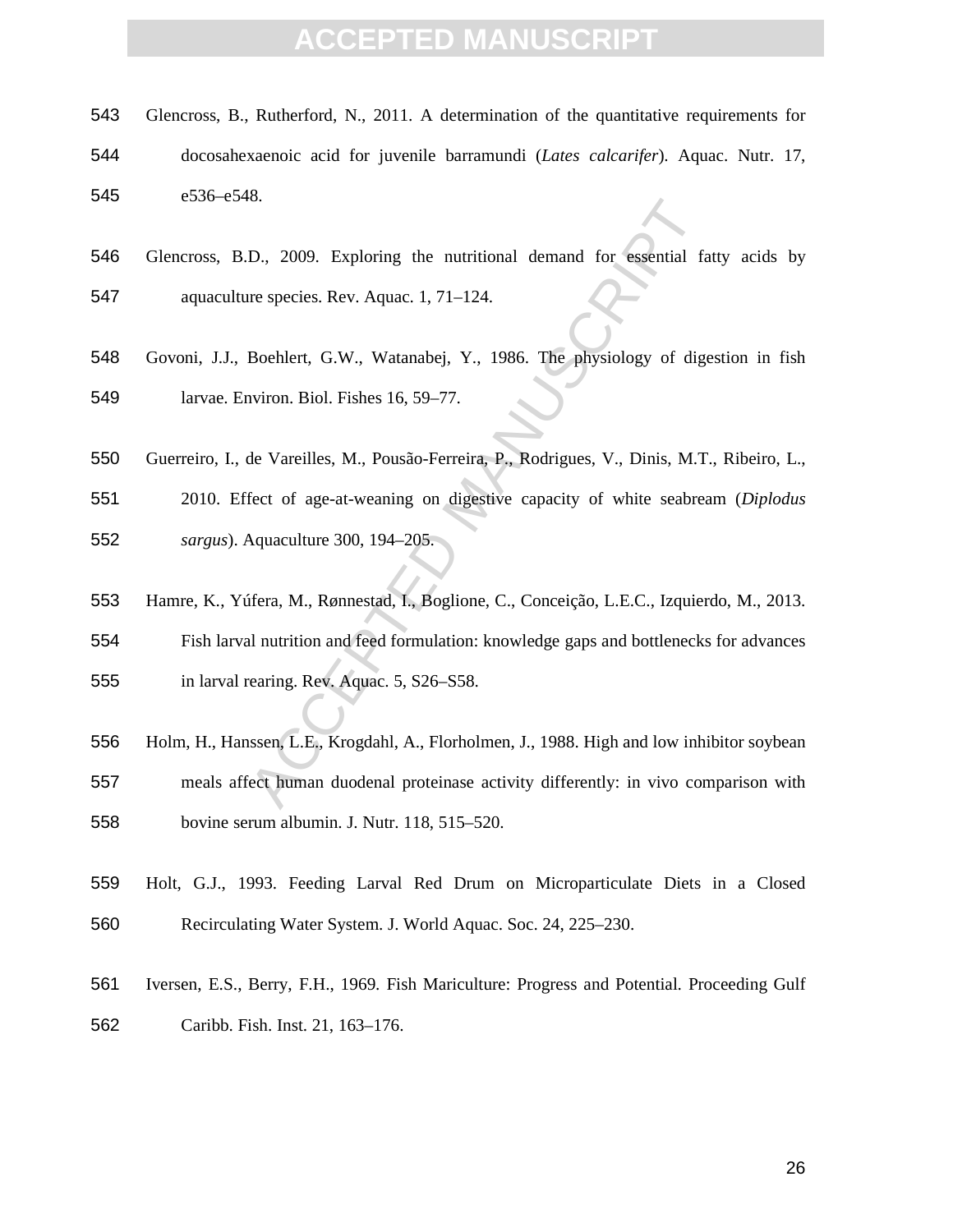Glencross, B., Rutherford, N., 2011. A determination of the quantitative requirements for docosahexaenoic acid for juvenile barramundi (*Lates calcarifer*). Aquac. Nutr. 17, e536–e548.

Glencross, B.D., 2009. Exploring the nutritional demand for essential fatty acids by aquaculture species. Rev. Aquac. 1, 71–124.

Govoni, J.J., Boehlert, G.W., Watanabej, Y., 1986. The physiology of digestion in fish larvae. Environ. Biol. Fishes 16, 59–77.

Guerreiro, I., de Vareilles, M., Pousão-Ferreira, P., Rodrigues, V., Dinis, M.T., Ribeiro, L., 2010. Effect of age-at-weaning on digestive capacity of white seabream (*Diplodus sargus*). Aquaculture 300, 194–205.

Hamre, K., Yúfera, M., Rønnestad, I., Boglione, C., Conceição, L.E.C., Izquierdo, M., 2013. Fish larval nutrition and feed formulation: knowledge gaps and bottlenecks for advances in larval rearing. Rev. Aquac. 5, S26–S58.

Holm, H., Hanssen, L.E., Krogdahl, A., Florholmen, J., 1988. High and low inhibitor soybean meals affect human duodenal proteinase activity differently: in vivo comparison with bovine serum albumin. J. Nutr. 118, 515–520.

Holt, G.J., 1993. Feeding Larval Red Drum on Microparticulate Diets in a Closed Recirculating Water System. J. World Aquac. Soc. 24, 225–230.

Iversen, E.S., Berry, F.H., 1969. Fish Mariculture: Progress and Potential. Proceeding Gulf Caribb. Fish. Inst. 21, 163–176.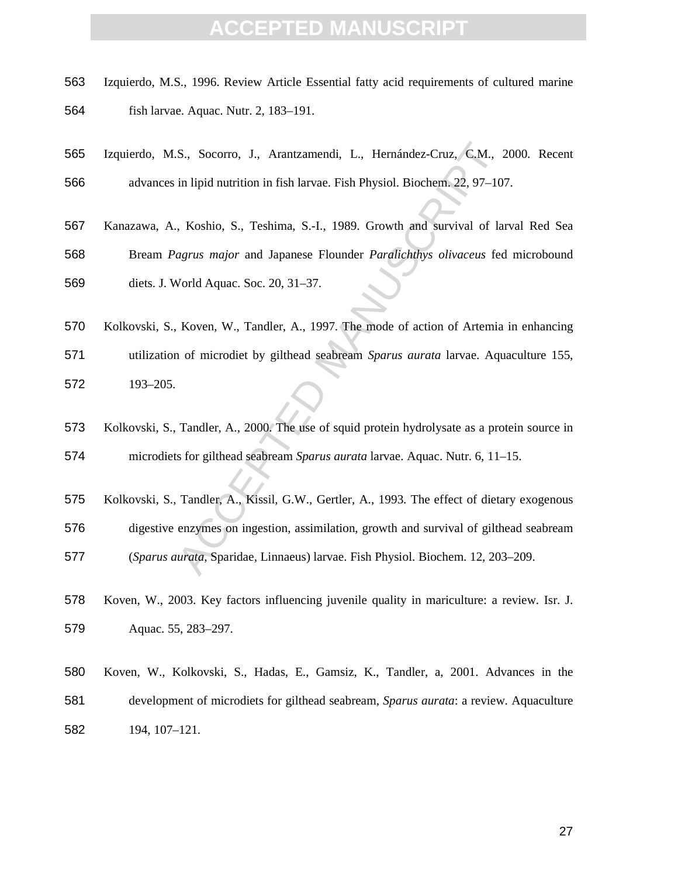Izquierdo, M.S., 1996. Review Article Essential fatty acid requirements of cultured marine fish larvae. Aquac. Nutr. 2, 183–191.

Izquierdo, M.S., Socorro, J., Arantzamendi, L., Hernández-Cruz, C.M., 2000. Recent advances in lipid nutrition in fish larvae. Fish Physiol. Biochem. 22, 97–107.

Kanazawa, A., Koshio, S., Teshima, S.-I., 1989. Growth and survival of larval Red Sea Bream *Pagrus major* and Japanese Flounder *Paralichthys olivaceus* fed microbound diets. J. World Aquac. Soc. 20, 31–37.

Kolkovski, S., Koven, W., Tandler, A., 1997. The mode of action of Artemia in enhancing utilization of microdiet by gilthead seabream *Sparus aurata* larvae. Aquaculture 155, 193–205.

Kolkovski, S., Tandler, A., 2000. The use of squid protein hydrolysate as a protein source in microdiets for gilthead seabream *Sparus aurata* larvae. Aquac. Nutr. 6, 11–15.

Kolkovski, S., Tandler, A., Kissil, G.W., Gertler, A., 1993. The effect of dietary exogenous digestive enzymes on ingestion, assimilation, growth and survival of gilthead seabream (*Sparus aurata*, Sparidae, Linnaeus) larvae. Fish Physiol. Biochem. 12, 203–209.

Koven, W., 2003. Key factors influencing juvenile quality in mariculture: a review. Isr. J. Aquac. 55, 283–297.

Koven, W., Kolkovski, S., Hadas, E., Gamsiz, K., Tandler, a, 2001. Advances in the development of microdiets for gilthead seabream, *Sparus aurata*: a review. Aquaculture 194, 107–121.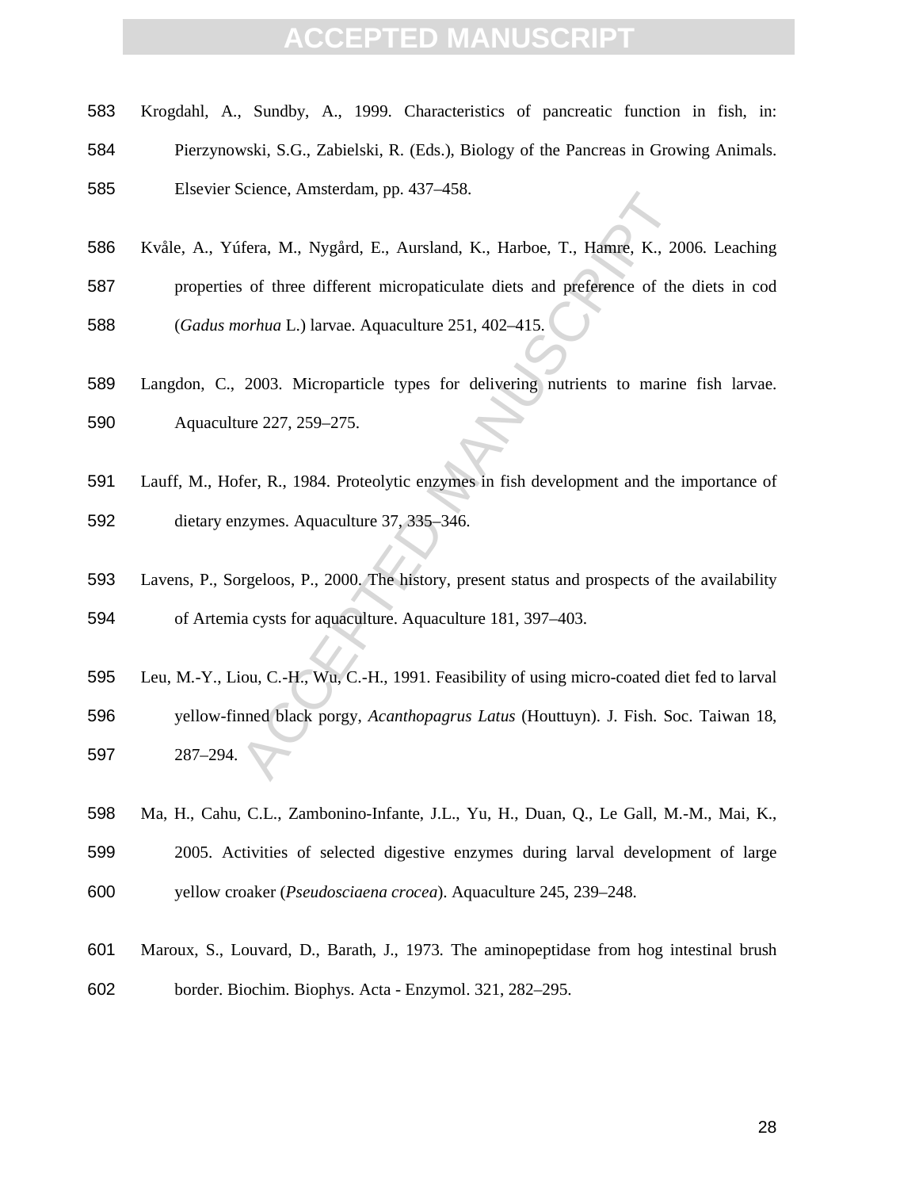Krogdahl, A., Sundby, A., 1999. Characteristics of pancreatic function in fish, in: Pierzynowski, S.G., Zabielski, R. (Eds.), Biology of the Pancreas in Growing Animals. Elsevier Science, Amsterdam, pp. 437–458.

Kvåle, A., Yúfera, M., Nygård, E., Aursland, K., Harboe, T., Hamre, K., 2006. Leaching properties of three different micropaticulate diets and preference of the diets in cod (*Gadus morhua* L.) larvae. Aquaculture 251, 402–415.

Langdon, C., 2003. Microparticle types for delivering nutrients to marine fish larvae. Aquaculture 227, 259–275.

Lauff, M., Hofer, R., 1984. Proteolytic enzymes in fish development and the importance of dietary enzymes. Aquaculture 37, 335–346.

Lavens, P., Sorgeloos, P., 2000. The history, present status and prospects of the availability of Artemia cysts for aquaculture. Aquaculture 181, 397–403.

Leu, M.-Y., Liou, C.-H., Wu, C.-H., 1991. Feasibility of using micro-coated diet fed to larval yellow-finned black porgy, *Acanthopagrus Latus* (Houttuyn). J. Fish. Soc. Taiwan 18, 287–294.

Ma, H., Cahu, C.L., Zambonino-Infante, J.L., Yu, H., Duan, Q., Le Gall, M.-M., Mai, K., 2005. Activities of selected digestive enzymes during larval development of large yellow croaker (*Pseudosciaena crocea*). Aquaculture 245, 239–248.

Maroux, S., Louvard, D., Barath, J., 1973. The aminopeptidase from hog intestinal brush border. Biochim. Biophys. Acta - Enzymol. 321, 282–295.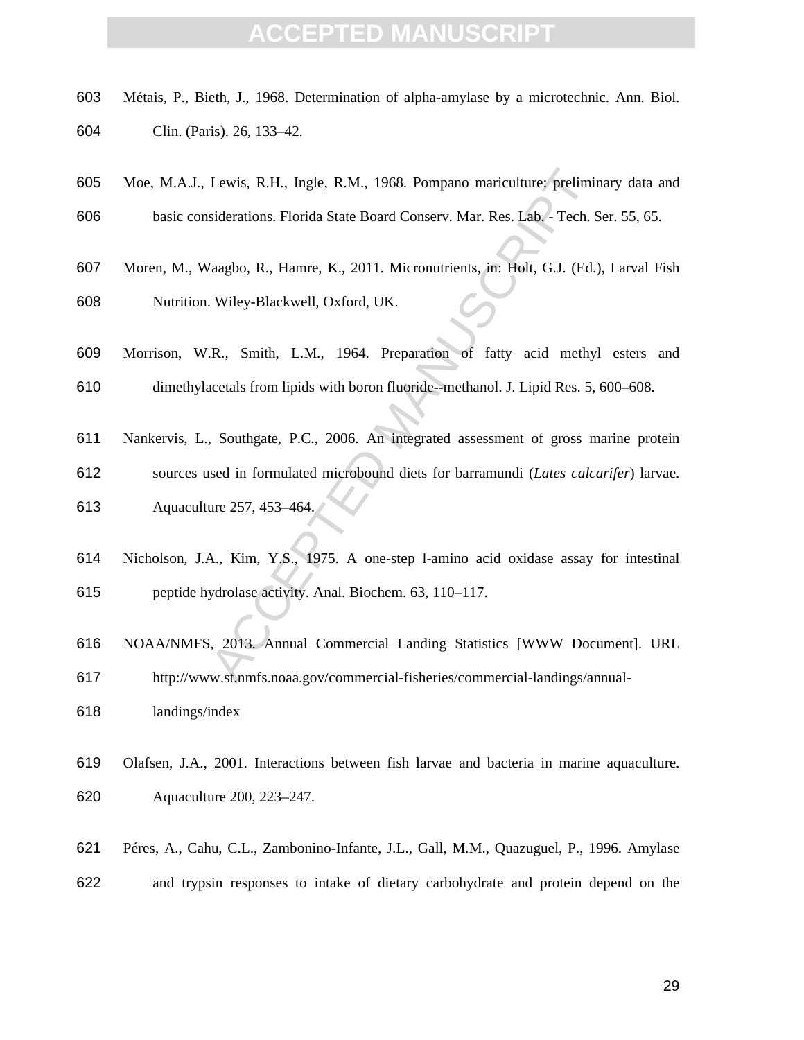Métais, P., Bieth, J., 1968. Determination of alpha-amylase by a microtechnic. Ann. Biol. Clin. (Paris). 26, 133–42.

Moe, M.A.J., Lewis, R.H., Ingle, R.M., 1968. Pompano mariculture: preliminary data and basic considerations. Florida State Board Conserv. Mar. Res. Lab. - Tech. Ser. 55, 65.

Moren, M., Waagbo, R., Hamre, K., 2011. Micronutrients, in: Holt, G.J. (Ed.), Larval Fish Nutrition. Wiley-Blackwell, Oxford, UK.

Morrison, W.R., Smith, L.M., 1964. Preparation of fatty acid methyl esters and dimethylacetals from lipids with boron fluoride--methanol. J. Lipid Res. 5, 600–608.

Nankervis, L., Southgate, P.C., 2006. An integrated assessment of gross marine protein sources used in formulated microbound diets for barramundi (*Lates calcarifer*) larvae. Aquaculture 257, 453–464.

Nicholson, J.A., Kim, Y.S., 1975. A one-step l-amino acid oxidase assay for intestinal peptide hydrolase activity. Anal. Biochem. 63, 110–117.

NOAA/NMFS, 2013. Annual Commercial Landing Statistics [WWW Document]. URL http://www.st.nmfs.noaa.gov/commercial-fisheries/commercial-landings/annual-landings/index

Olafsen, J.A., 2001. Interactions between fish larvae and bacteria in marine aquaculture. Aquaculture 200, 223–247.

Péres, A., Cahu, C.L., Zambonino-Infante, J.L., Gall, M.M., Quazuguel, P., 1996. Amylase and trypsin responses to intake of dietary carbohydrate and protein depend on the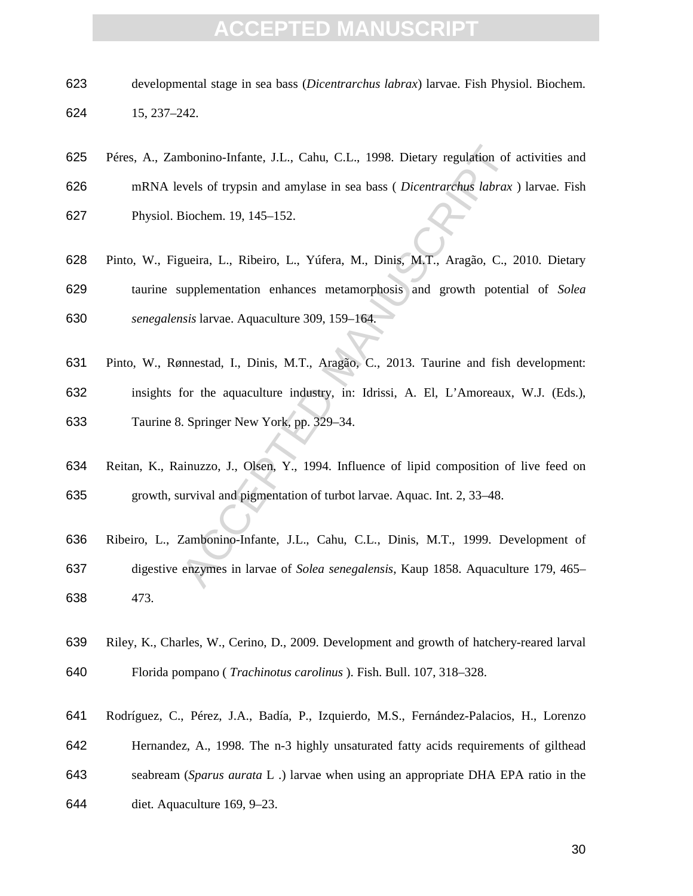developmental stage in sea bass (*Dicentrarchus labrax*) larvae. Fish Physiol. Biochem. 15, 237–242.

Péres, A., Zambonino-Infante, J.L., Cahu, C.L., 1998. Dietary regulation of activities and mRNA levels of trypsin and amylase in sea bass ( *Dicentrarchus labrax* ) larvae. Fish Physiol. Biochem. 19, 145–152.

Pinto, W., Figueira, L., Ribeiro, L., Yúfera, M., Dinis, M.T., Aragão, C., 2010. Dietary taurine supplementation enhances metamorphosis and growth potential of *Solea senegalensis* larvae. Aquaculture 309, 159–164.

Pinto, W., Rønnestad, I., Dinis, M.T., Aragão, C., 2013. Taurine and fish development: insights for the aquaculture industry, in: Idrissi, A. El, L'Amoreaux, W.J. (Eds.), Taurine 8. Springer New York, pp. 329–34.

Reitan, K., Rainuzzo, J., Olsen, Y., 1994. Influence of lipid composition of live feed on growth, survival and pigmentation of turbot larvae. Aquac. Int. 2, 33–48.

Ribeiro, L., Zambonino-Infante, J.L., Cahu, C.L., Dinis, M.T., 1999. Development of digestive enzymes in larvae of *Solea senegalensis*, Kaup 1858. Aquaculture 179, 465–473.

Riley, K., Charles, W., Cerino, D., 2009. Development and growth of hatchery-reared larval Florida pompano ( *Trachinotus carolinus* ). Fish. Bull. 107, 318–328.

Rodríguez, C., Pérez, J.A., Badía, P., Izquierdo, M.S., Fernández-Palacios, H., Lorenzo Hernandez, A., 1998. The n-3 highly unsaturated fatty acids requirements of gilthead seabream (*Sparus aurata* L .) larvae when using an appropriate DHA EPA ratio in the diet. Aquaculture 169, 9–23.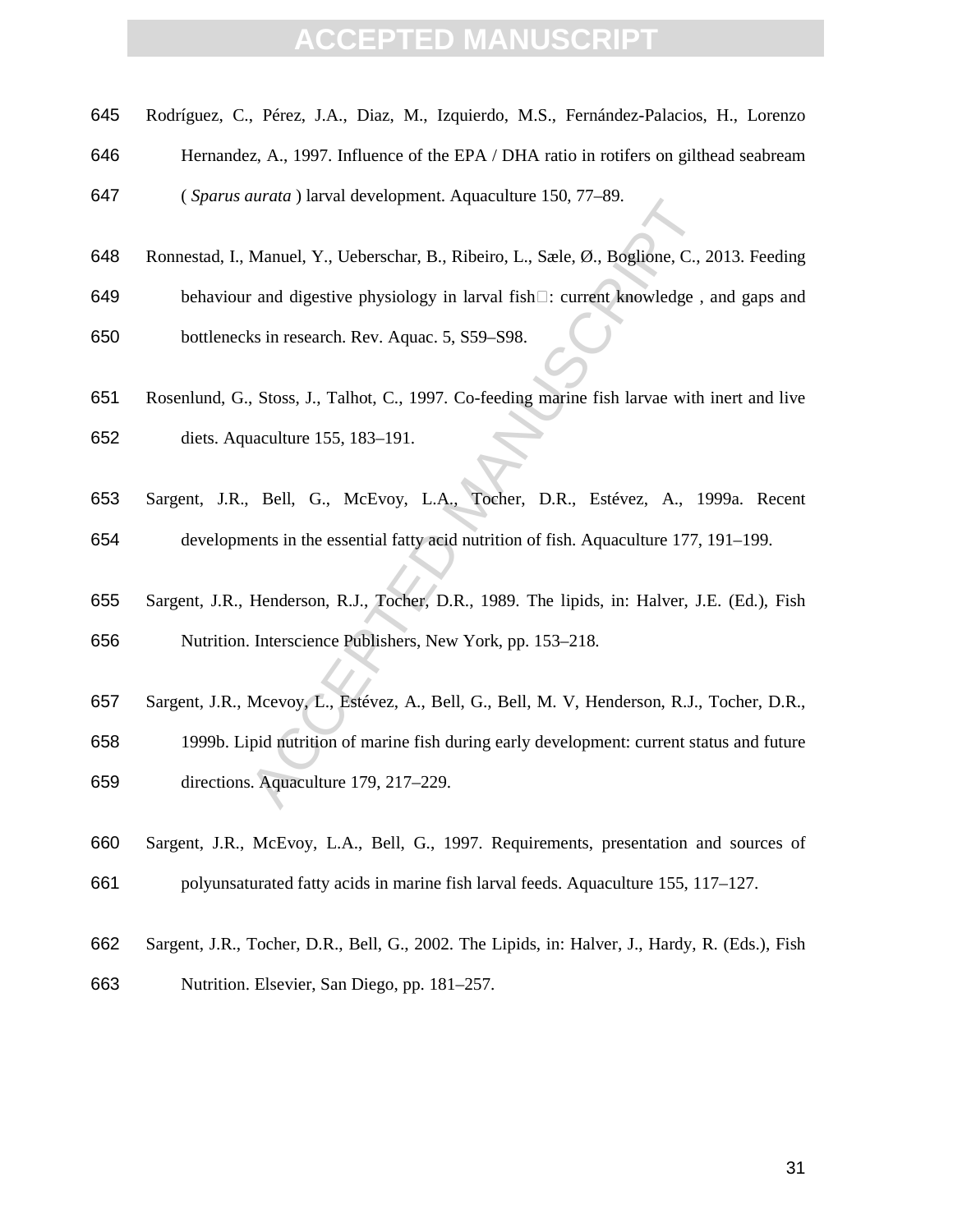Rodríguez, C., Pérez, J.A., Diaz, M., Izquierdo, M.S., Fernández-Palacios, H., Lorenzo Hernandez, A., 1997. Influence of the EPA / DHA ratio in rotifers on gilthead seabream ( *Sparus aurata* ) larval development. Aquaculture 150, 77–89.

Ronnestad, I., Manuel, Y., Ueberschar, B., Ribeiro, L., Sæle, Ø., Boglione, C., 2013. Feeding behaviour and digestive physiology in larval fish□: current knowledge , and gaps and bottlenecks in research. Rev. Aquac. 5, S59–S98.

Rosenlund, G., Stoss, J., Talhot, C., 1997. Co-feeding marine fish larvae with inert and live diets. Aquaculture 155, 183–191.

Sargent, J.R., Bell, G., McEvoy, L.A., Tocher, D.R., Estévez, A., 1999a. Recent developments in the essential fatty acid nutrition of fish. Aquaculture 177, 191–199.

Sargent, J.R., Henderson, R.J., Tocher, D.R., 1989. The lipids, in: Halver, J.E. (Ed.), Fish Nutrition. Interscience Publishers, New York, pp. 153–218.

Sargent, J.R., Mcevoy, L., Estévez, A., Bell, G., Bell, M. V, Henderson, R.J., Tocher, D.R., 1999b. Lipid nutrition of marine fish during early development: current status and future directions. Aquaculture 179, 217–229.

Sargent, J.R., McEvoy, L.A., Bell, G., 1997. Requirements, presentation and sources of polyunsaturated fatty acids in marine fish larval feeds. Aquaculture 155, 117–127.

Sargent, J.R., Tocher, D.R., Bell, G., 2002. The Lipids, in: Halver, J., Hardy, R. (Eds.), Fish Nutrition. Elsevier, San Diego, pp. 181–257.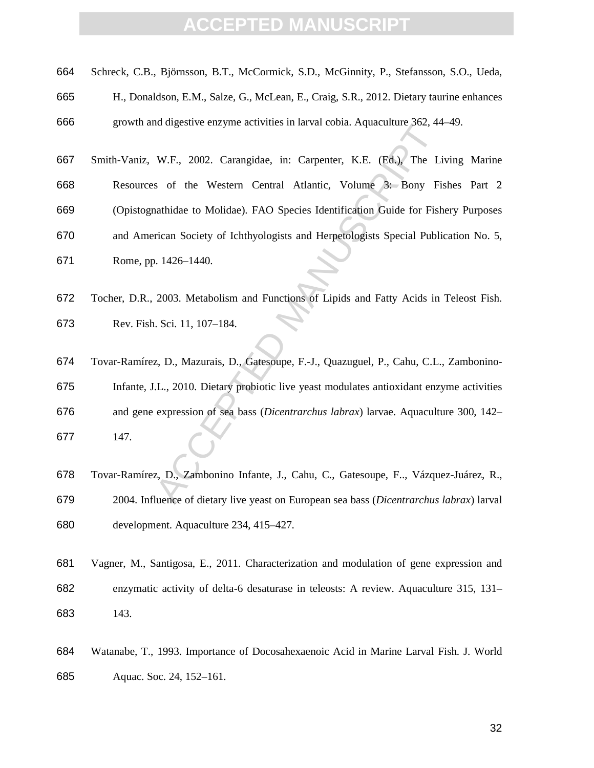Schreck, C.B., Björnsson, B.T., McCormick, S.D., McGinnity, P., Stefansson, S.O., Ueda, H., Donaldson, E.M., Salze, G., McLean, E., Craig, S.R., 2012. Dietary taurine enhances growth and digestive enzyme activities in larval cobia. Aquaculture 362, 44–49.

Smith-Vaniz, W.F., 2002. Carangidae, in: Carpenter, K.E. (Ed.), The Living Marine Resources of the Western Central Atlantic, Volume 3: Bony Fishes Part 2 (Opistognathidae to Molidae). FAO Species Identification Guide for Fishery Purposes and American Society of Ichthyologists and Herpetologists Special Publication No. 5, Rome, pp. 1426–1440.

Tocher, D.R., 2003. Metabolism and Functions of Lipids and Fatty Acids in Teleost Fish. Rev. Fish. Sci. 11, 107–184.

Tovar-Ramírez, D., Mazurais, D., Gatesoupe, F.-J., Quazuguel, P., Cahu, C.L., Zambonino-Infante, J.L., 2010. Dietary probiotic live yeast modulates antioxidant enzyme activities and gene expression of sea bass (*Dicentrarchus labrax*) larvae. Aquaculture 300, 142–147.

Tovar-Ramírez, D., Zambonino Infante, J., Cahu, C., Gatesoupe, F.., Vázquez-Juárez, R., 2004. Influence of dietary live yeast on European sea bass (*Dicentrarchus labrax*) larval development. Aquaculture 234, 415–427.

Vagner, M., Santigosa, E., 2011. Characterization and modulation of gene expression and enzymatic activity of delta-6 desaturase in teleosts: A review. Aquaculture 315, 131–143.

Watanabe, T., 1993. Importance of Docosahexaenoic Acid in Marine Larval Fish. J. World Aquac. Soc. 24, 152–161.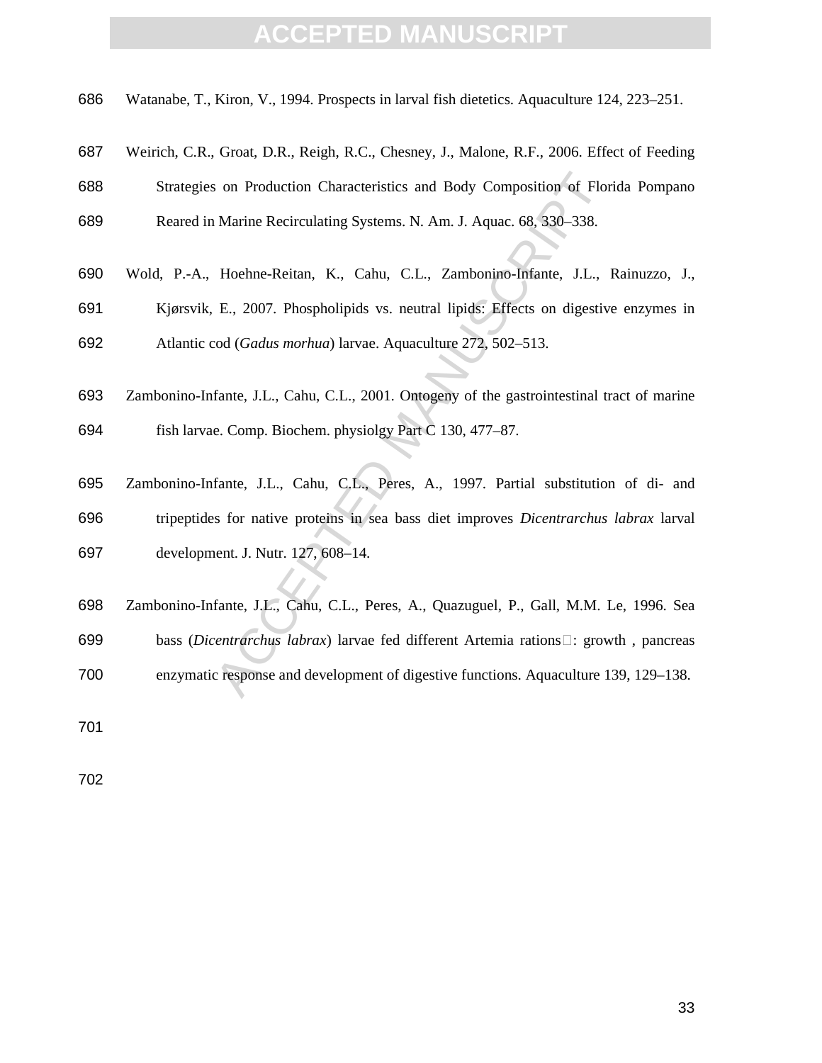Watanabe, T., Kiron, V., 1994. Prospects in larval fish dietetics. Aquaculture 124, 223–251.

Weirich, C.R., Groat, D.R., Reigh, R.C., Chesney, J., Malone, R.F., 2006. Effect of Feeding Strategies on Production Characteristics and Body Composition of Florida Pompano Reared in Marine Recirculating Systems. N. Am. J. Aquac. 68, 330–338.

Wold, P.-A., Hoehne-Reitan, K., Cahu, C.L., Zambonino-Infante, J.L., Rainuzzo, J., Kjørsvik, E., 2007. Phospholipids vs. neutral lipids: Effects on digestive enzymes in Atlantic cod (*Gadus morhua*) larvae. Aquaculture 272, 502–513.

Zambonino-Infante, J.L., Cahu, C.L., 2001. Ontogeny of the gastrointestinal tract of marine fish larvae. Comp. Biochem. physiolgy Part C 130, 477–87.

Zambonino-Infante, J.L., Cahu, C.L., Peres, A., 1997. Partial substitution of di- and tripeptides for native proteins in sea bass diet improves *Dicentrarchus labrax* larval development. J. Nutr. 127, 608–14.

Zambonino-Infante, J.L., Cahu, C.L., Peres, A., Quazuguel, P., Gall, M.M. Le, 1996. Sea bass (*Dicentrarchus labrax*) larvae fed different Artemia rations : growth , pancreas enzymatic response and development of digestive functions. Aquaculture 139, 129–138.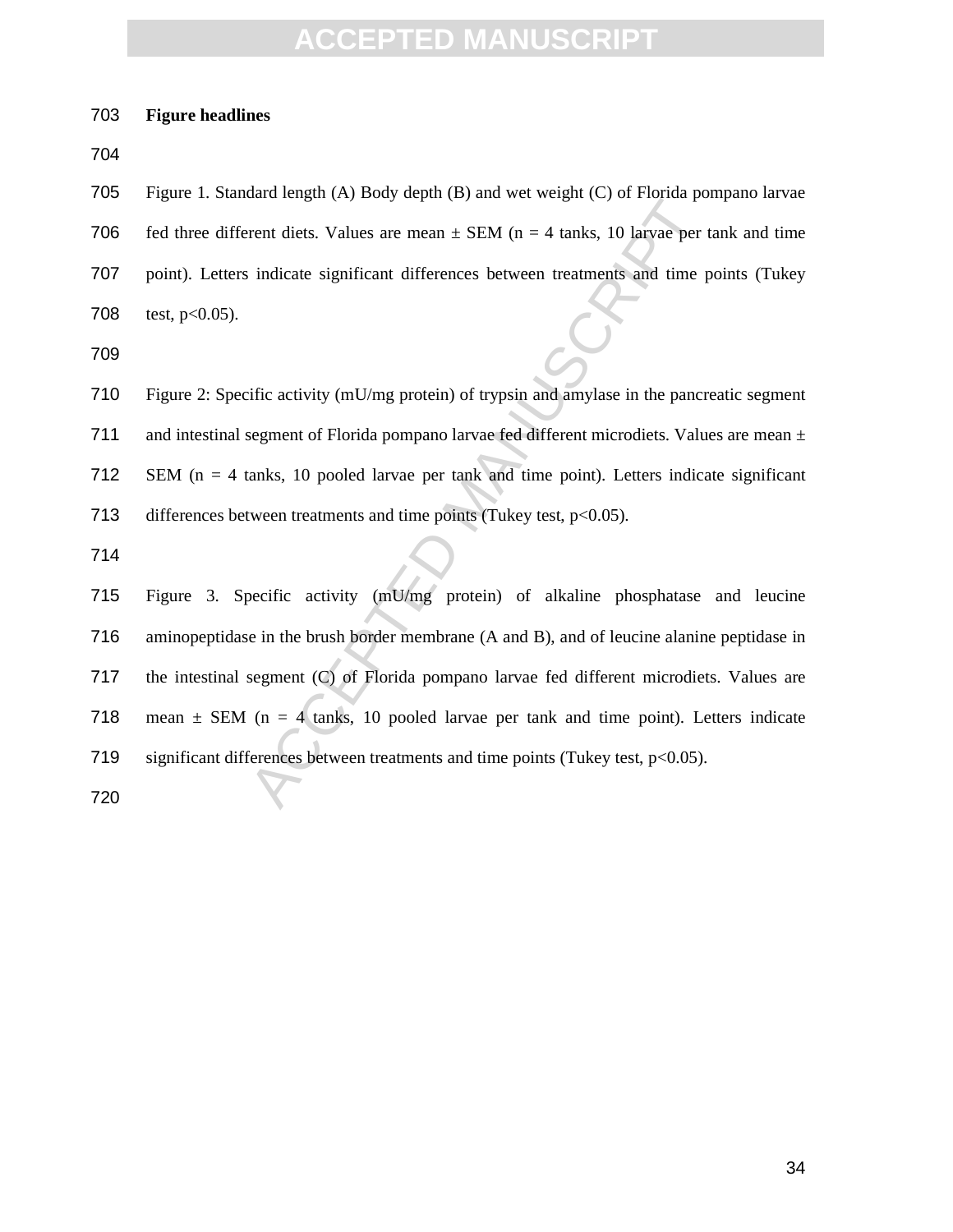**Figure headlines**

Figure 1. Standard length (A) Body depth (B) and wet weight (C) of Florida pompano larvae fed three different diets. Values are mean ± SEM (n = 4 tanks, 10 larvae per tank and time point). Letters indicate significant differences between treatments and time points (Tukey test, p<0.05).

Figure 2: Specific activity (mU/mg protein) of trypsin and amylase in the pancreatic segment and intestinal segment of Florida pompano larvae fed different microdiets. Values are mean ± SEM (n = 4 tanks, 10 pooled larvae per tank and time point). Letters indicate significant differences between treatments and time points (Tukey test, p<0.05).

Figure 3. Specific activity (mU/mg protein) of alkaline phosphatase and leucine aminopeptidase in the brush border membrane (A and B), and of leucine alanine peptidase in the intestinal segment (C) of Florida pompano larvae fed different microdiets. Values are mean ± SEM (n = 4 tanks, 10 pooled larvae per tank and time point). Letters indicate significant differences between treatments and time points (Tukey test, p<0.05).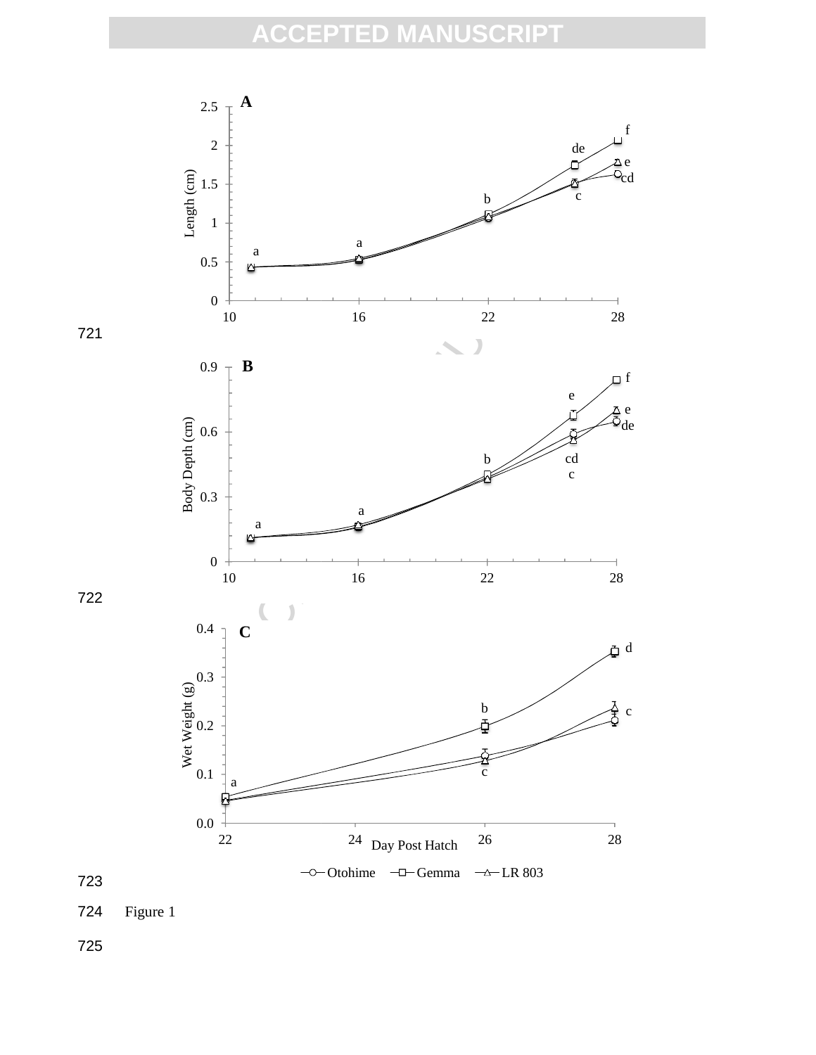Figure 1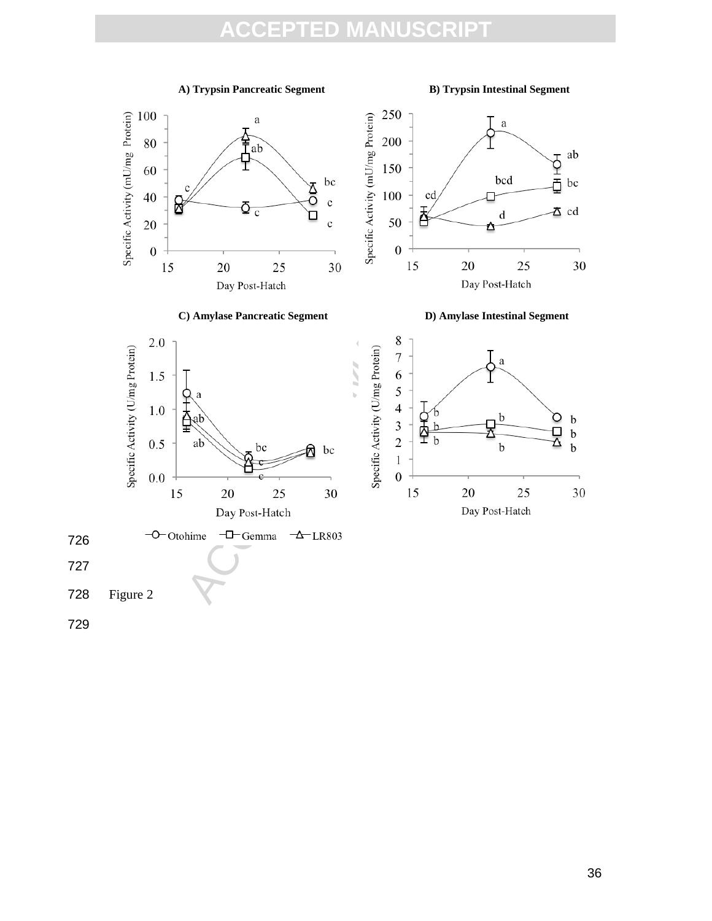**A) Trypsin Pancreatic Segment**

**B) Trypsin Intestinal Segment**

**C) Amylase Pancreatic Segment**

**D) Amylase Intestinal Segment**

Figure 2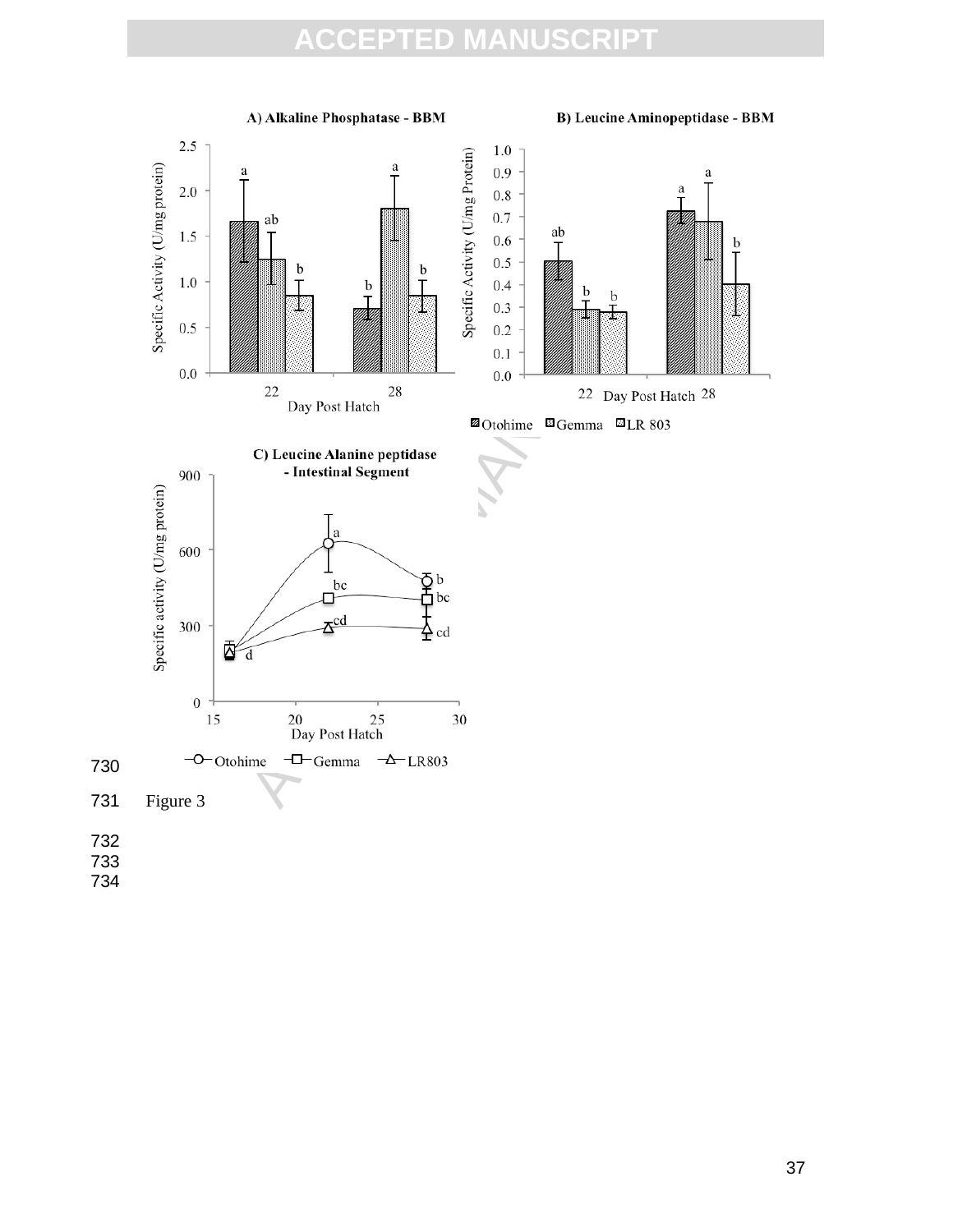Figure 3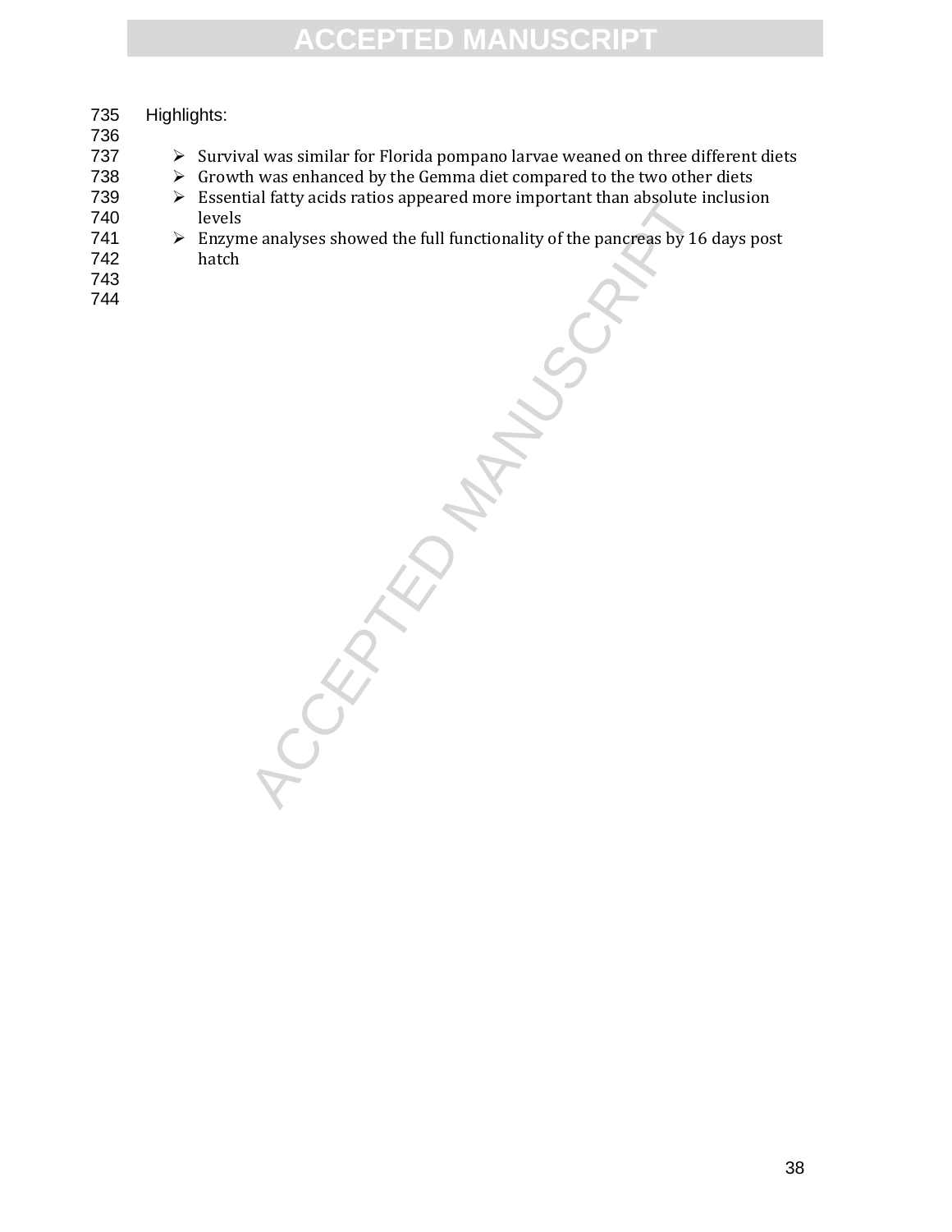Highlights:

- Survival was similar for Florida pompano larvae weaned on three different diets
- Growth was enhanced by the Gemma diet compared to the two other diets
- Essential fatty acids ratios appeared more important than absolute inclusion levels
- Enzyme analyses showed the full functionality of the pancreas by 16 days post hatch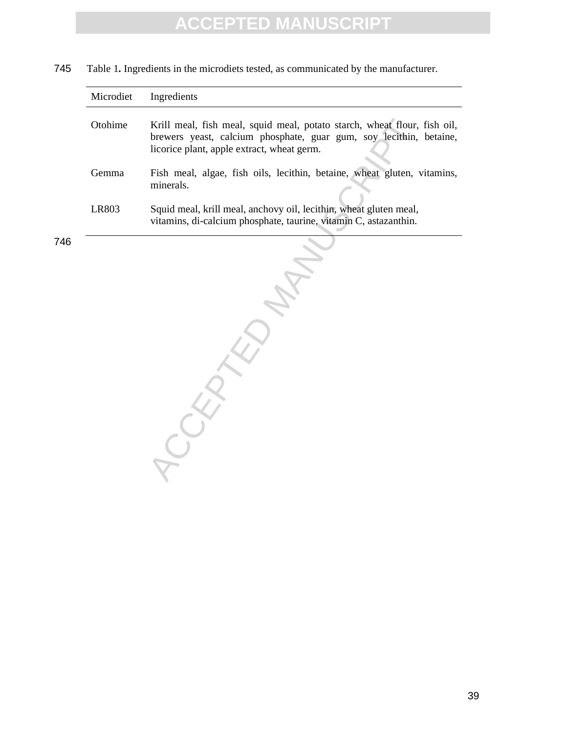Table 1**.** Ingredients in the microdiets tested, as communicated by the manufacturer.

| Microdiet | Ingredients |
| --- | --- |
| Otohime | Krill meal, fish meal, squid meal, potato starch, wheat flour, fish oil, brewers yeast, calcium phosphate, guar gum, soy lecithin, betaine, licorice plant, apple extract, wheat germ. |
| Gemma | Fish meal, algae, fish oils, lecithin, betaine, wheat gluten, vitamins, minerals. |
| LR803 | Squid meal, krill meal, anchovy oil, lecithin, wheat gluten meal, vitamins, di-calcium phosphate, taurine, vitamin C, astazanthin. |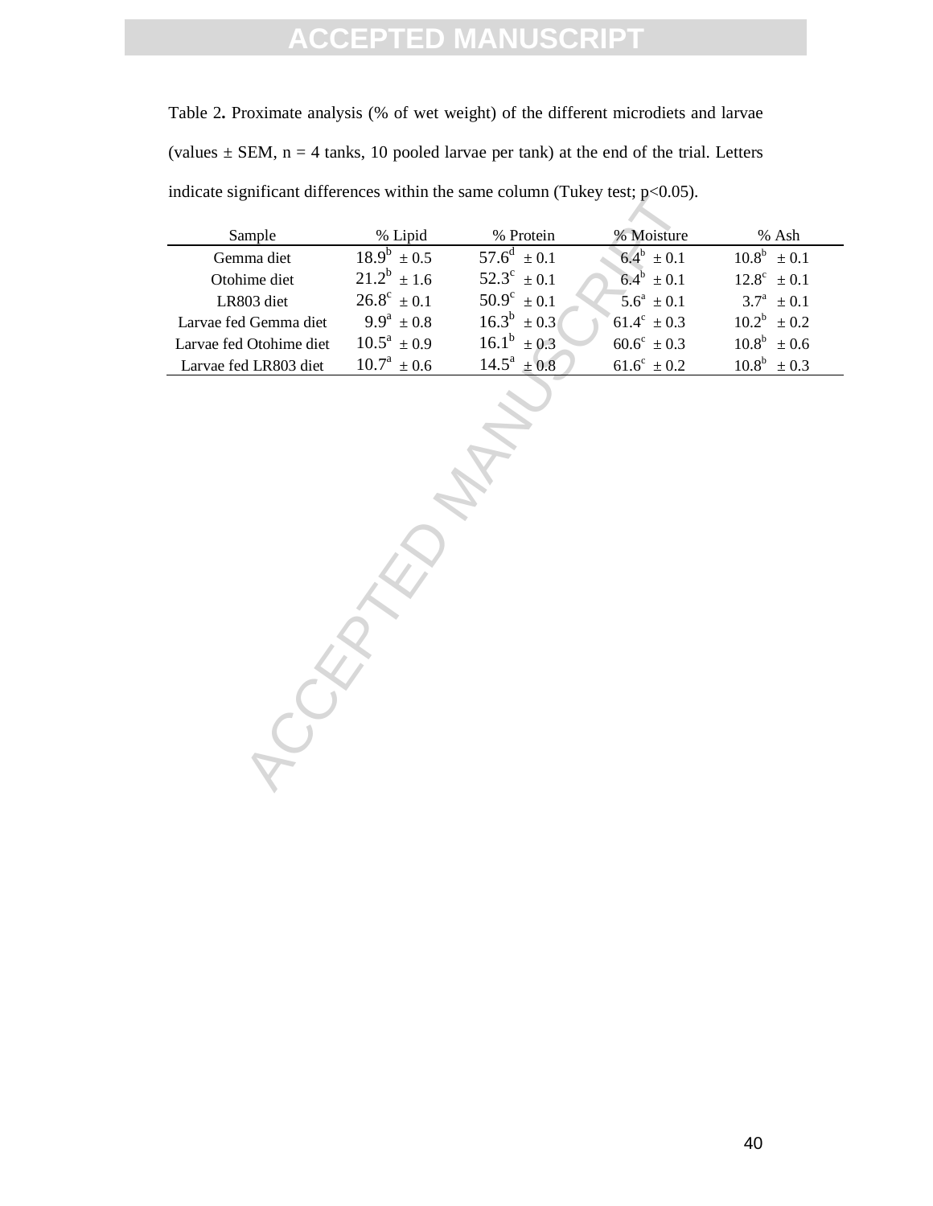Table 2**.** Proximate analysis (% of wet weight) of the different microdiets and larvae (values ± SEM, n = 4 tanks, 10 pooled larvae per tank) at the end of the trial. Letters indicate significant differences within the same column (Tukey test; p<0.05).

| Sample | % Lipid | % Protein | % Moisture | % Ash |
|---|---|---|---|---|
| Gemma diet | $18.9^{b}$ ± 0.5 | $57.6^{d}$ ± 0.1 | $6.4^{b}$ ± 0.1 | $10.8^{b}$ ± 0.1 |
| Otohime diet | $21.2^{b}$ ± 1.6 | $52.3^{c}$ ± 0.1 | $6.4^{b}$ ± 0.1 | $12.8^{c}$ ± 0.1 |
| LR803 diet | $26.8^{c}$ ± 0.1 | $50.9^{c}$ ± 0.1 | $5.6^{a}$ ± 0.1 | $3.7^{a}$ ± 0.1 |
| Larvae fed Gemma diet | $9.9^{a}$ ± 0.8 | $16.3^{b}$ ± 0.3 | $61.4^{c}$ ± 0.3 | $10.2^{b}$ ± 0.2 |
| Larvae fed Otohime diet | $10.5^{a}$ ± 0.9 | $16.1^{b}$ ± 0.3 | $60.6^{c}$ ± 0.3 | $10.8^{b}$ ± 0.6 |
| Larvae fed LR803 diet | $10.7^{a}$ ± 0.6 | $14.5^{a}$ ± 0.8 | $61.6^{c}$ ± 0.2 | $10.8^{b}$ ± 0.3 |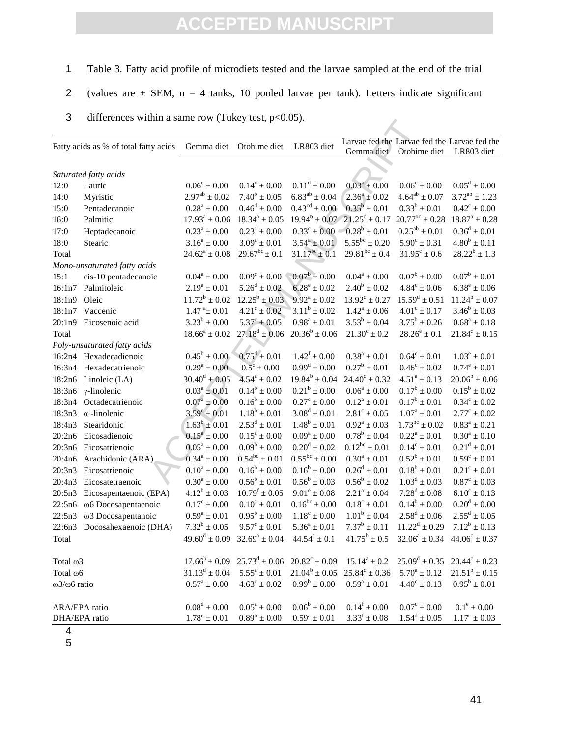Table 3. Fatty acid profile of microdiets tested and the larvae sampled at the end of the trial (values are ± SEM, n = 4 tanks, 10 pooled larvae per tank). Letters indicate significant differences within a same row (Tukey test, p<0.05).

| Fatty acids as % of total fatty acids | | Gemma diet | Otohime diet | LR803 diet | Larvae fed the Gemma diet | Larvae fed the Otohime diet | Larvae fed the LR803 diet |
|---|---|---|---|---|---|---|---|
| *Saturated fatty acids* | | | | | | | |
| 12:0 | Lauric | $0.06^{c} \pm 0.00$ | $0.14^{e} \pm 0.00$ | $0.11^{d} \pm 0.00$ | $0.03^{a} \pm 0.00$ | $0.06^{c} \pm 0.00$ | $0.05^{d} \pm 0.00$ |
| 14:0 | Myristic | $2.97^{ab} \pm 0.02$ | $7.40^{b} \pm 0.05$ | $6.83^{ab} \pm 0.04$ | $2.36^{a} \pm 0.02$ | $4.64^{ab} \pm 0.07$ | $3.72^{ab} \pm 1.23$ |
| 15:0 | Pentadecanoic | $0.28^{a} \pm 0.00$ | $0.46^{d} \pm 0.00$ | $0.43^{cd} \pm 0.00$ | $0.35^{b} \pm 0.01$ | $0.33^{b} \pm 0.01$ | $0.42^{c} \pm 0.00$ |
| 16:0 | Palmitic | $17.93^{a} \pm 0.06$ | $18.34^{a} \pm 0.05$ | $19.94^{b} \pm 0.07$ | $21.25^{c} \pm 0.17$ | $20.77^{bc} \pm 0.28$ | $18.87^{a} \pm 0.28$ |
| 17:0 | Heptadecanoic | $0.23^{a} \pm 0.00$ | $0.23^{a} \pm 0.00$ | $0.33^{c} \pm 0.00$ | $0.28^{b} \pm 0.01$ | $0.25^{ab} \pm 0.01$ | $0.36^{d} \pm 0.01$ |
| 18:0 | Stearic | $3.16^{a} \pm 0.00$ | $3.09^{a} \pm 0.01$ | $3.54^{a} \pm 0.01$ | $5.55^{bc} \pm 0.20$ | $5.90^{c} \pm 0.31$ | $4.80^{b} \pm 0.11$ |
| Total | | $24.62^{a} \pm 0.08$ | $29.67^{bc} \pm 0.1$ | $31.17^{bc} \pm 0.1$ | $29.81^{bc} \pm 0.4$ | $31.95^{c} \pm 0.6$ | $28.22^{b} \pm 1.3$ |
| *Mono-unsaturated fatty acids* | | | | | | | |
| 15:1 | cis-10 pentadecanoic | $0.04^{a} \pm 0.00$ | $0.09^{c} \pm 0.00$ | $0.07^{b} \pm 0.00$ | $0.04^{a} \pm 0.00$ | $0.07^{b} \pm 0.00$ | $0.07^{b} \pm 0.01$ |
| 16:1n7 | Palmitoleic | $2.19^{a} \pm 0.01$ | $5.26^{d} \pm 0.02$ | $6.28^{e} \pm 0.02$ | $2.40^{b} \pm 0.02$ | $4.84^{c} \pm 0.06$ | $6.38^{e} \pm 0.06$ |
| 18:1n9 | Oleic | $11.72^{b} \pm 0.02$ | $12.25^{b} \pm 0.03$ | $9.92^{a} \pm 0.02$ | $13.92^{c} \pm 0.27$ | $15.59^{d} \pm 0.51$ | $11.24^{b} \pm 0.07$ |
| 18:1n7 | Vaccenic | $1.47^{a} \pm 0.01$ | $4.21^{c} \pm 0.02$ | $3.11^{b} \pm 0.02$ | $1.42^{a} \pm 0.06$ | $4.01^{c} \pm 0.17$ | $3.46^{b} \pm 0.03$ |
| 20:1n9 | Eicosenoic acid | $3.23^{b} \pm 0.00$ | $5.37^{c} \pm 0.05$ | $0.98^{a} \pm 0.01$ | $3.53^{b} \pm 0.04$ | $3.75^{b} \pm 0.26$ | $0.68^{a} \pm 0.18$ |
| Total | | $18.66^{a} \pm 0.02$ | $27.18^{d} \pm 0.06$ | $20.36^{b} \pm 0.06$ | $21.30^{c} \pm 0.2$ | $28.26^{e} \pm 0.1$ | $21.84^{c} \pm 0.15$ |
| *Poly-unsaturated fatty acids* | | | | | | | |
| 16:2n4 | Hexadecadienoic | $0.45^{b} \pm 0.00$ | $0.75^{d} \pm 0.01$ | $1.42^{f} \pm 0.00$ | $0.38^{a} \pm 0.01$ | $0.64^{c} \pm 0.01$ | $1.03^{e} \pm 0.01$ |
| 16:3n4 | Hexadecatrienoic | $0.29^{a} \pm 0.00$ | $0.5^{c} \pm 0.00$ | $0.99^{d} \pm 0.00$ | $0.27^{b} \pm 0.01$ | $0.46^{c} \pm 0.02$ | $0.74^{e} \pm 0.01$ |
| 18:2n6 | Linoleic (LA) | $30.40^{d} \pm 0.05$ | $4.54^{a} \pm 0.02$ | $19.84^{b} \pm 0.04$ | $24.40^{c} \pm 0.32$ | $4.51^{a} \pm 0.13$ | $20.06^{b} \pm 0.06$ |
| 18:3n6 | γ-linolenic | $0.03^{a} \pm 0.01$ | $0.14^{b} \pm 0.00$ | $0.21^{b} \pm 0.00$ | $0.06^{a} \pm 0.00$ | $0.17^{b} \pm 0.00$ | $0.15^{b} \pm 0.02$ |
| 18:3n4 | Octadecatrienoic | $0.07^{a} \pm 0.00$ | $0.16^{b} \pm 0.00$ | $0.27^{c} \pm 0.00$ | $0.12^{a} \pm 0.01$ | $0.17^{b} \pm 0.01$ | $0.34^{c} \pm 0.02$ |
| 18:3n3 | α -linolenic | $3.59^{e} \pm 0.00$ | $1.18^{b} \pm 0.01$ | $3.08^{d} \pm 0.01$ | $2.81^{c} \pm 0.05$ | $1.07^{a} \pm 0.01$ | $2.77^{c} \pm 0.02$ |
| 18:4n3 | Stearidonic | $1.63^{b} \pm 0.01$ | $2.53^{d} \pm 0.01$ | $1.48^{b} \pm 0.01$ | $0.92^{a} \pm 0.03$ | $1.73^{bc} \pm 0.02$ | $0.83^{a} \pm 0.21$ |
| 20:2n6 | Eicosadienoic | $0.15^{a} \pm 0.00$ | $0.15^{a} \pm 0.00$ | $0.09^{a} \pm 0.00$ | $0.78^{b} \pm 0.04$ | $0.22^{a} \pm 0.01$ | $0.30^{a} \pm 0.10$ |
| 20:3n6 | Eicosatrienoic | $0.05^{a} \pm 0.00$ | $0.09^{b} \pm 0.00$ | $0.20^{d} \pm 0.02$ | $0.12^{bc} \pm 0.01$ | $0.14^{c} \pm 0.01$ | $0.21^{d} \pm 0.01$ |
| 20:4n6 | Arachidonic (ARA) | $0.34^{a} \pm 0.00$ | $0.54^{bc} \pm 0.01$ | $0.55^{bc} \pm 0.00$ | $0.30^{a} \pm 0.01$ | $0.52^{b} \pm 0.01$ | $0.59^{c} \pm 0.01$ |
| 20:3n3 | Eicosatrienoic | $0.10^{a} \pm 0.00$ | $0.16^{b} \pm 0.00$ | $0.16^{b} \pm 0.00$ | $0.26^{d} \pm 0.01$ | $0.18^{b} \pm 0.01$ | $0.21^{c} \pm 0.01$ |
| 20:4n3 | Eicosatetraenoic | $0.30^{a} \pm 0.00$ | $0.56^{b} \pm 0.01$ | $0.56^{b} \pm 0.03$ | $0.56^{b} \pm 0.02$ | $1.03^{d} \pm 0.03$ | $0.87^{c} \pm 0.03$ |
| 20:5n3 | Eicosapentaenoic (EPA) | $4.12^{b} \pm 0.03$ | $10.79^{f} \pm 0.05$ | $9.01^{e} \pm 0.08$ | $2.21^{a} \pm 0.04$ | $7.28^{d} \pm 0.08$ | $6.10^{c} \pm 0.13$ |
| 22:5n6 | ω6 Docosapentaenoic | $0.17^{c} \pm 0.00$ | $0.10^{a} \pm 0.01$ | $0.16^{bc} \pm 0.00$ | $0.18^{c} \pm 0.01$ | $0.14^{b} \pm 0.00$ | $0.20^{d} \pm 0.00$ |
| 22:5n3 | ω3 Docosapentanoic | $0.59^{a} \pm 0.01$ | $0.95^{b} \pm 0.00$ | $1.18^{c} \pm 0.00$ | $1.01^{b} \pm 0.04$ | $2.58^{d} \pm 0.06$ | $2.55^{d} \pm 0.05$ |
| 22:6n3 | Docosahexaenoic (DHA) | $7.32^{b} \pm 0.05$ | $9.57^{c} \pm 0.01$ | $5.36^{a} \pm 0.01$ | $7.37^{b} \pm 0.11$ | $11.22^{d} \pm 0.29$ | $7.12^{b} \pm 0.13$ |
| Total | | $49.60^{d} \pm 0.09$ | $32.69^{a} \pm 0.04$ | $44.54^{c} \pm 0.1$ | $41.75^{b} \pm 0.5$ | $32.06^{a} \pm 0.34$ | $44.06^{c} \pm 0.37$ |
| Total ω3 | | $17.66^{b} \pm 0.09$ | $25.73^{d} \pm 0.06$ | $20.82^{c} \pm 0.09$ | $15.14^{a} \pm 0.2$ | $25.09^{d} \pm 0.35$ | $20.44^{c} \pm 0.23$ |
| Total ω6 | | $31.13^{d} \pm 0.04$ | $5.55^{a} \pm 0.01$ | $21.04^{b} \pm 0.05$ | $25.84^{c} \pm 0.36$ | $5.70^{a} \pm 0.12$ | $21.51^{b} \pm 0.15$ |
| ω3/ω6 ratio | | $0.57^{a} \pm 0.00$ | $4.63^{c} \pm 0.02$ | $0.99^{b} \pm 0.00$ | $0.59^{a} \pm 0.01$ | $4.40^{c} \pm 0.13$ | $0.95^{b} \pm 0.01$ |
| ARA/EPA ratio | | $0.08^{d} \pm 0.00$ | $0.05^{a} \pm 0.00$ | $0.06^{b} \pm 0.00$ | $0.14^{f} \pm 0.00$ | $0.07^{c} \pm 0.00$ | $0.1^{e} \pm 0.00$ |
| DHA/EPA ratio | | $1.78^{e} \pm 0.01$ | $0.89^{b} \pm 0.00$ | $0.59^{a} \pm 0.01$ | $3.33^{f} \pm 0.08$ | $1.54^{d} \pm 0.05$ | $1.17^{c} \pm 0.03$ |